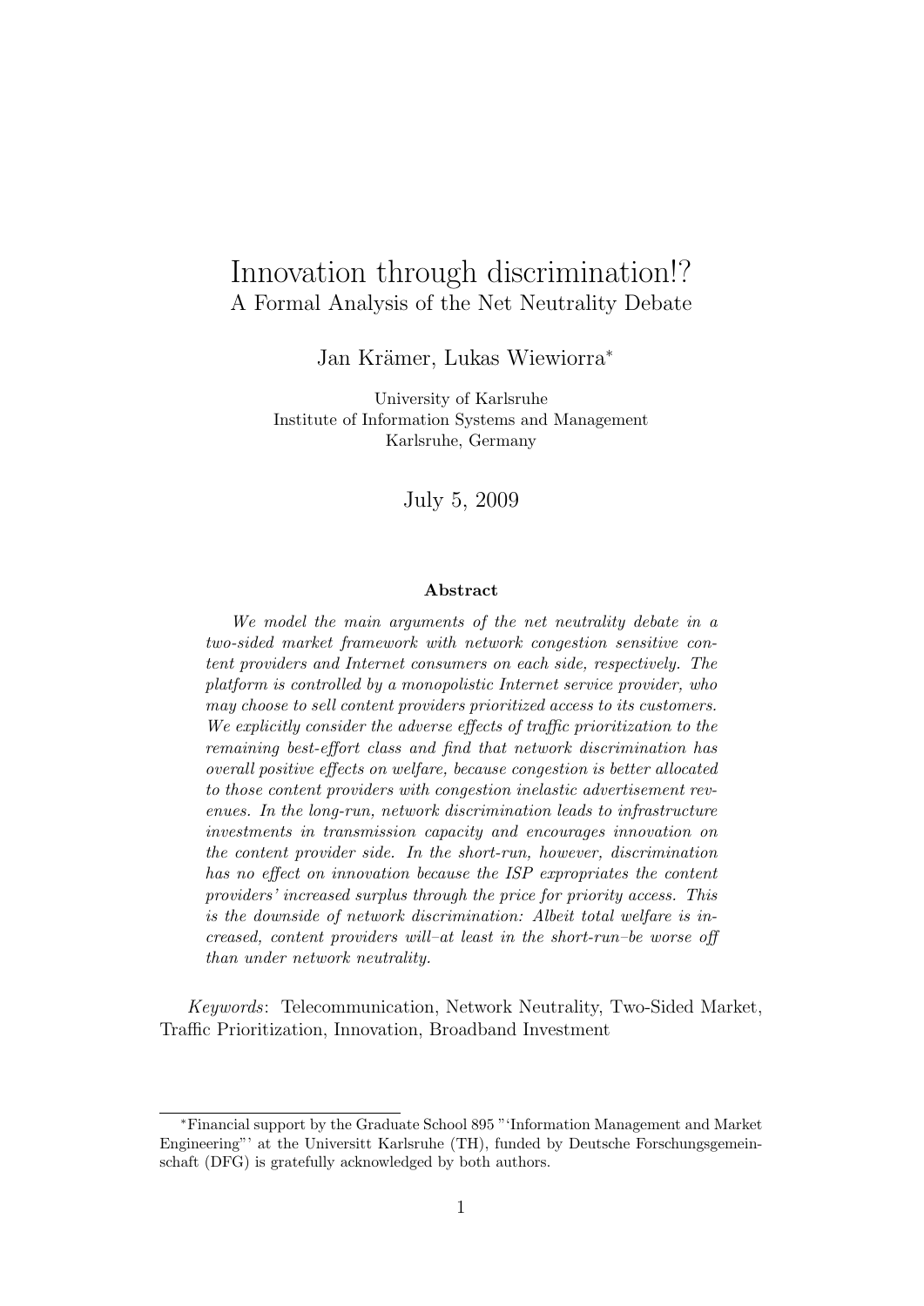# Innovation through discrimination!?

## A Formal Analysis of the Net Neutrality Debate

Jan Krämer, Lukas Wiewiorra*

University of Karlsruhe
Institute of Information Systems and Management
Karlsruhe, Germany

July 5, 2009

### Abstract

*We model the main arguments of the net neutrality debate in a two-sided market framework with network congestion sensitive content providers and Internet consumers on each side, respectively. The platform is controlled by a monopolistic Internet service provider, who may choose to sell content providers prioritized access to its customers. We explicitly consider the adverse effects of traffic prioritization to the remaining best-effort class and find that network discrimination has overall positive effects on welfare, because congestion is better allocated to those content providers with congestion inelastic advertisement revenues. In the long-run, network discrimination leads to infrastructure investments in transmission capacity and encourages innovation on the content provider side. In the short-run, however, discrimination has no effect on innovation because the ISP expropriates the content providers' increased surplus through the price for priority access. This is the downside of network discrimination: Albeit total welfare is increased, content providers will–at least in the short-run–be worse off than under network neutrality.*

*Keywords*: Telecommunication, Network Neutrality, Two-Sided Market, Traffic Prioritization, Innovation, Broadband Investment

---

*Financial support by the Graduate School 895 "'Information Management and Market Engineering"' at the Universitt Karlsruhe (TH), funded by Deutsche Forschungsgemeinschaft (DFG) is gratefully acknowledged by both authors.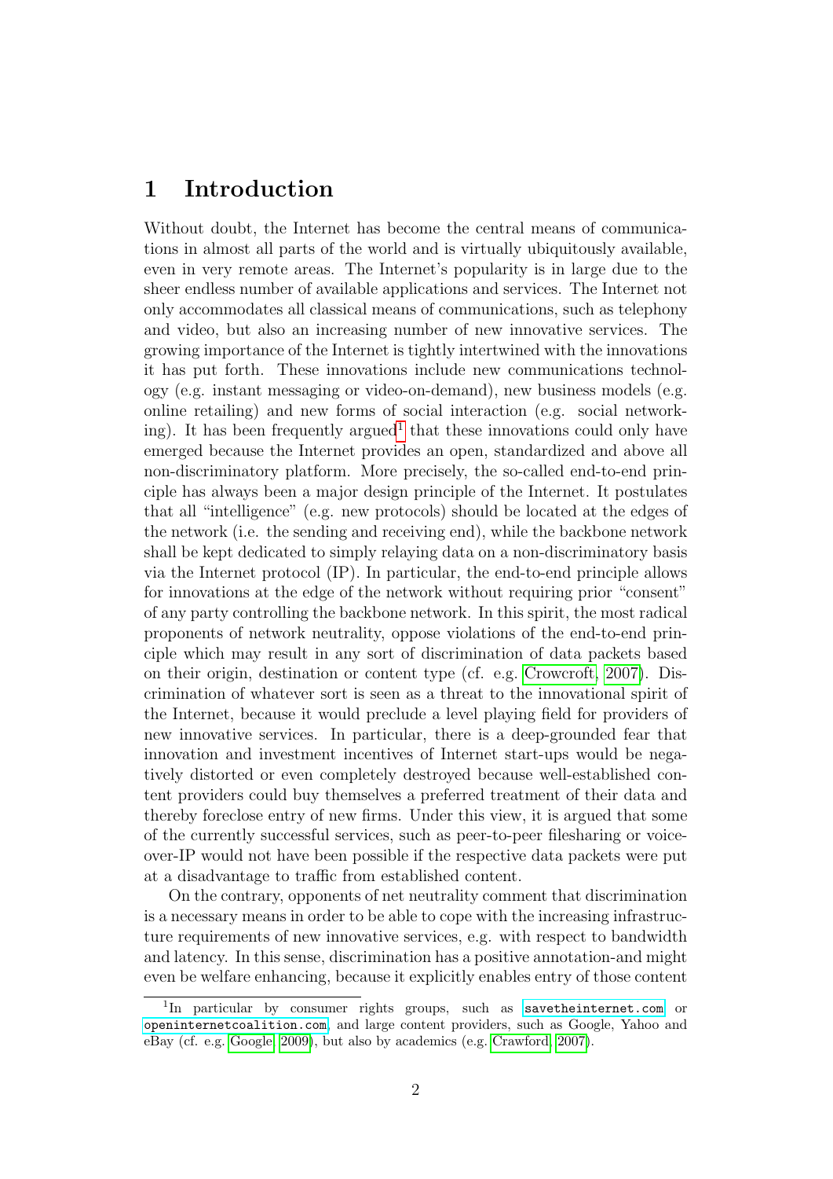# 1 Introduction

Without doubt, the Internet has become the central means of communications in almost all parts of the world and is virtually ubiquitously available, even in very remote areas. The Internet's popularity is in large due to the sheer endless number of available applications and services. The Internet not only accommodates all classical means of communications, such as telephony and video, but also an increasing number of new innovative services. The growing importance of the Internet is tightly intertwined with the innovations it has put forth. These innovations include new communications technology (e.g. instant messaging or video-on-demand), new business models (e.g. online retailing) and new forms of social interaction (e.g. social networking). It has been frequently argued[1] that these innovations could only have emerged because the Internet provides an open, standardized and above all non-discriminatory platform. More precisely, the so-called end-to-end principle has always been a major design principle of the Internet. It postulates that all "intelligence" (e.g. new protocols) should be located at the edges of the network (i.e. the sending and receiving end), while the backbone network shall be kept dedicated to simply relaying data on a non-discriminatory basis via the Internet protocol (IP). In particular, the end-to-end principle allows for innovations at the edge of the network without requiring prior "consent" of any party controlling the backbone network. In this spirit, the most radical proponents of network neutrality, oppose violations of the end-to-end principle which may result in any sort of discrimination of data packets based on their origin, destination or content type (cf. e.g. Crowcroft, 2007). Discrimination of whatever sort is seen as a threat to the innovational spirit of the Internet, because it would preclude a level playing field for providers of new innovative services. In particular, there is a deep-grounded fear that innovation and investment incentives of Internet start-ups would be negatively distorted or even completely destroyed because well-established content providers could buy themselves a preferred treatment of their data and thereby foreclose entry of new firms. Under this view, it is argued that some of the currently successful services, such as peer-to-peer filesharing or voice-over-IP would not have been possible if the respective data packets were put at a disadvantage to traffic from established content.

On the contrary, opponents of net neutrality comment that discrimination is a necessary means in order to be able to cope with the increasing infrastructure requirements of new innovative services, e.g. with respect to bandwidth and latency. In this sense, discrimination has a positive annotation-and might even be welfare enhancing, because it explicitly enables entry of those content

[1] In particular by consumer rights groups, such as `savetheinternet.com` or `openinternetcoalition.com`, and large content providers, such as Google, Yahoo and eBay (cf. e.g. Google, 2009), but also by academics (e.g. Crawford, 2007).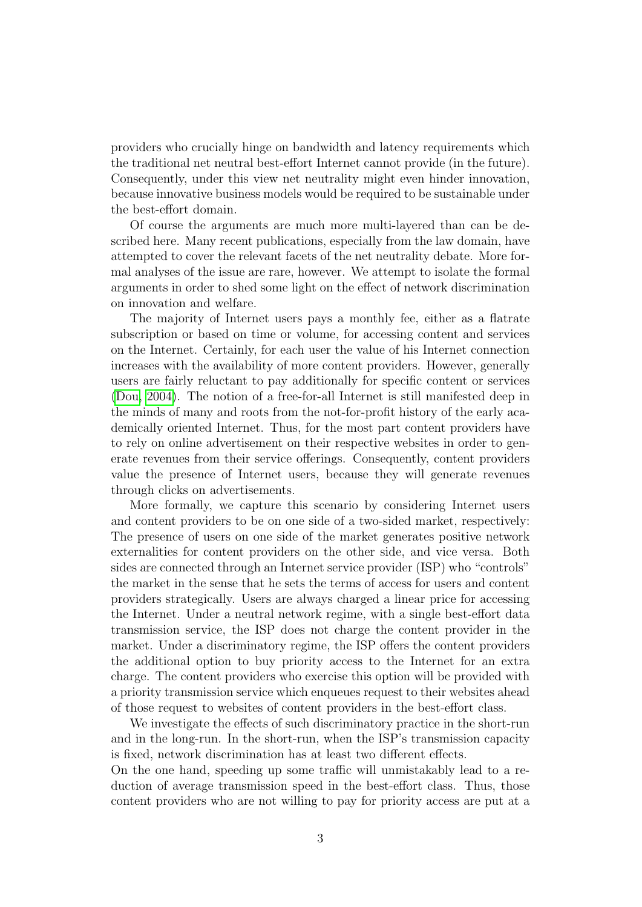providers who crucially hinge on bandwidth and latency requirements which the traditional net neutral best-effort Internet cannot provide (in the future). Consequently, under this view net neutrality might even hinder innovation, because innovative business models would be required to be sustainable under the best-effort domain.

Of course the arguments are much more multi-layered than can be described here. Many recent publications, especially from the law domain, have attempted to cover the relevant facets of the net neutrality debate. More formal analyses of the issue are rare, however. We attempt to isolate the formal arguments in order to shed some light on the effect of network discrimination on innovation and welfare.

The majority of Internet users pays a monthly fee, either as a flatrate subscription or based on time or volume, for accessing content and services on the Internet. Certainly, for each user the value of his Internet connection increases with the availability of more content providers. However, generally users are fairly reluctant to pay additionally for specific content or services (Dou, 2004). The notion of a free-for-all Internet is still manifested deep in the minds of many and roots from the not-for-profit history of the early academically oriented Internet. Thus, for the most part content providers have to rely on online advertisement on their respective websites in order to generate revenues from their service offerings. Consequently, content providers value the presence of Internet users, because they will generate revenues through clicks on advertisements.

More formally, we capture this scenario by considering Internet users and content providers to be on one side of a two-sided market, respectively: The presence of users on one side of the market generates positive network externalities for content providers on the other side, and vice versa. Both sides are connected through an Internet service provider (ISP) who "controls" the market in the sense that he sets the terms of access for users and content providers strategically. Users are always charged a linear price for accessing the Internet. Under a neutral network regime, with a single best-effort data transmission service, the ISP does not charge the content provider in the market. Under a discriminatory regime, the ISP offers the content providers the additional option to buy priority access to the Internet for an extra charge. The content providers who exercise this option will be provided with a priority transmission service which enqueues request to their websites ahead of those request to websites of content providers in the best-effort class.

We investigate the effects of such discriminatory practice in the short-run and in the long-run. In the short-run, when the ISP's transmission capacity is fixed, network discrimination has at least two different effects.
On the one hand, speeding up some traffic will unmistakably lead to a reduction of average transmission speed in the best-effort class. Thus, those content providers who are not willing to pay for priority access are put at a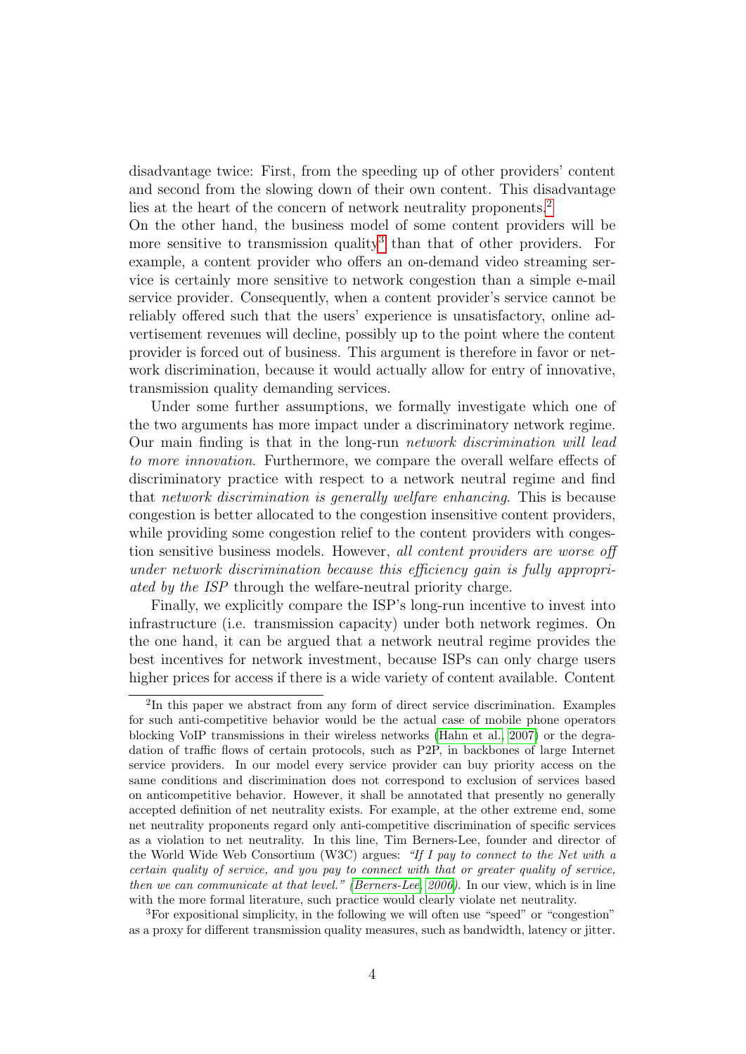disadvantage twice: First, from the speeding up of other providers' content and second from the slowing down of their own content. This disadvantage lies at the heart of the concern of network neutrality proponents.[2]

On the other hand, the business model of some content providers will be more sensitive to transmission quality[3] than that of other providers. For example, a content provider who offers an on-demand video streaming service is certainly more sensitive to network congestion than a simple e-mail service provider. Consequently, when a content provider's service cannot be reliably offered such that the users' experience is unsatisfactory, online advertisement revenues will decline, possibly up to the point where the content provider is forced out of business. This argument is therefore in favor or network discrimination, because it would actually allow for entry of innovative, transmission quality demanding services.

Under some further assumptions, we formally investigate which one of the two arguments has more impact under a discriminatory network regime. Our main finding is that in the long-run *network discrimination will lead to more innovation*. Furthermore, we compare the overall welfare effects of discriminatory practice with respect to a network neutral regime and find that *network discrimination is generally welfare enhancing*. This is because congestion is better allocated to the congestion insensitive content providers, while providing some congestion relief to the content providers with congestion sensitive business models. However, *all content providers are worse off under network discrimination because this efficiency gain is fully appropriated by the ISP* through the welfare-neutral priority charge.

Finally, we explicitly compare the ISP's long-run incentive to invest into infrastructure (i.e. transmission capacity) under both network regimes. On the one hand, it can be argued that a network neutral regime provides the best incentives for network investment, because ISPs can only charge users higher prices for access if there is a wide variety of content available. Content

---

[2] In this paper we abstract from any form of direct service discrimination. Examples for such anti-competitive behavior would be the actual case of mobile phone operators blocking VoIP transmissions in their wireless networks (Hahn et al., 2007) or the degradation of traffic flows of certain protocols, such as P2P, in backbones of large Internet service providers. In our model every service provider can buy priority access on the same conditions and discrimination does not correspond to exclusion of services based on anticompetitive behavior. However, it shall be annotated that presently no generally accepted definition of net neutrality exists. For example, at the other extreme end, some net neutrality proponents regard only anti-competitive discrimination of specific services as a violation to net neutrality. In this line, Tim Berners-Lee, founder and director of the World Wide Web Consortium (W3C) argues: *"If I pay to connect to the Net with a certain quality of service, and you pay to connect with that or greater quality of service, then we can communicate at that level."* (Berners-Lee, 2006). In our view, which is in line with the more formal literature, such practice would clearly violate net neutrality.

[3] For expositional simplicity, in the following we will often use "speed" or "congestion" as a proxy for different transmission quality measures, such as bandwidth, latency or jitter.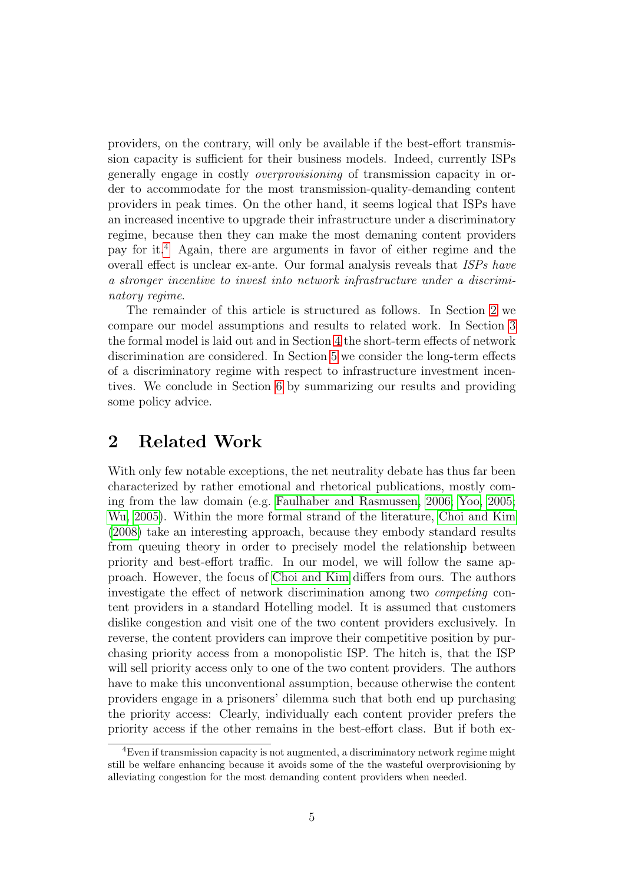providers, on the contrary, will only be available if the best-effort transmission capacity is sufficient for their business models. Indeed, currently ISPs generally engage in costly *overprovisioning* of transmission capacity in order to accommodate for the most transmission-quality-demanding content providers in peak times. On the other hand, it seems logical that ISPs have an increased incentive to upgrade their infrastructure under a discriminatory regime, because then they can make the most demaning content providers pay for it.[4] Again, there are arguments in favor of either regime and the overall effect is unclear ex-ante. Our formal analysis reveals that *ISPs have a stronger incentive to invest into network infrastructure under a discriminatory regime*.

The remainder of this article is structured as follows. In Section 2 we compare our model assumptions and results to related work. In Section 3 the formal model is laid out and in Section 4 the short-term effects of network discrimination are considered. In Section 5 we consider the long-term effects of a discriminatory regime with respect to infrastructure investment incentives. We conclude in Section 6 by summarizing our results and providing some policy advice.

## 2 Related Work

With only few notable exceptions, the net neutrality debate has thus far been characterized by rather emotional and rhetorical publications, mostly coming from the law domain (e.g. Faulhaber and Rasmussen, 2006; Yoo, 2005; Wu, 2005). Within the more formal strand of the literature, Choi and Kim (2008) take an interesting approach, because they embody standard results from queuing theory in order to precisely model the relationship between priority and best-effort traffic. In our model, we will follow the same approach. However, the focus of Choi and Kim differs from ours. The authors investigate the effect of network discrimination among two *competing* content providers in a standard Hotelling model. It is assumed that customers dislike congestion and visit one of the two content providers exclusively. In reverse, the content providers can improve their competitive position by purchasing priority access from a monopolistic ISP. The hitch is, that the ISP will sell priority access only to one of the two content providers. The authors have to make this unconventional assumption, because otherwise the content providers engage in a prisoners' dilemma such that both end up purchasing the priority access: Clearly, individually each content provider prefers the priority access if the other remains in the best-effort class. But if both ex-

[4] Even if transmission capacity is not augmented, a discriminatory network regime might still be welfare enhancing because it avoids some of the the wasteful overprovisioning by alleviating congestion for the most demanding content providers when needed.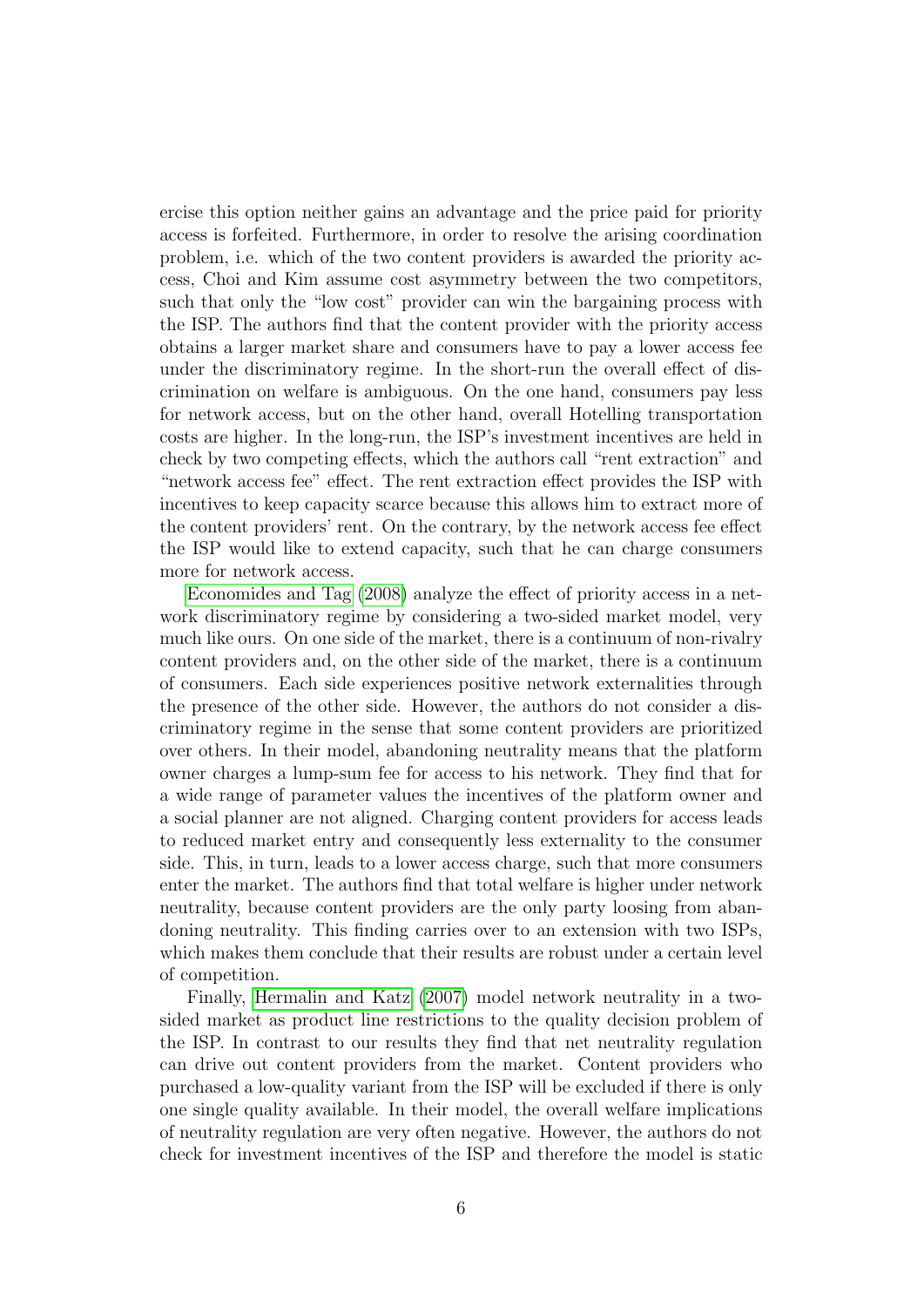ercise this option neither gains an advantage and the price paid for priority access is forfeited. Furthermore, in order to resolve the arising coordination problem, i.e. which of the two content providers is awarded the priority access, Choi and Kim assume cost asymmetry between the two competitors, such that only the "low cost" provider can win the bargaining process with the ISP. The authors find that the content provider with the priority access obtains a larger market share and consumers have to pay a lower access fee under the discriminatory regime. In the short-run the overall effect of discrimination on welfare is ambiguous. On the one hand, consumers pay less for network access, but on the other hand, overall Hotelling transportation costs are higher. In the long-run, the ISP's investment incentives are held in check by two competing effects, which the authors call "rent extraction" and "network access fee" effect. The rent extraction effect provides the ISP with incentives to keep capacity scarce because this allows him to extract more of the content providers' rent. On the contrary, by the network access fee effect the ISP would like to extend capacity, such that he can charge consumers more for network access.

Economides and Tag (2008) analyze the effect of priority access in a network discriminatory regime by considering a two-sided market model, very much like ours. On one side of the market, there is a continuum of non-rivalry content providers and, on the other side of the market, there is a continuum of consumers. Each side experiences positive network externalities through the presence of the other side. However, the authors do not consider a discriminatory regime in the sense that some content providers are prioritized over others. In their model, abandoning neutrality means that the platform owner charges a lump-sum fee for access to his network. They find that for a wide range of parameter values the incentives of the platform owner and a social planner are not aligned. Charging content providers for access leads to reduced market entry and consequently less externality to the consumer side. This, in turn, leads to a lower access charge, such that more consumers enter the market. The authors find that total welfare is higher under network neutrality, because content providers are the only party loosing from abandoning neutrality. This finding carries over to an extension with two ISPs, which makes them conclude that their results are robust under a certain level of competition.

Finally, Hermalin and Katz (2007) model network neutrality in a two-sided market as product line restrictions to the quality decision problem of the ISP. In contrast to our results they find that net neutrality regulation can drive out content providers from the market. Content providers who purchased a low-quality variant from the ISP will be excluded if there is only one single quality available. In their model, the overall welfare implications of neutrality regulation are very often negative. However, the authors do not check for investment incentives of the ISP and therefore the model is static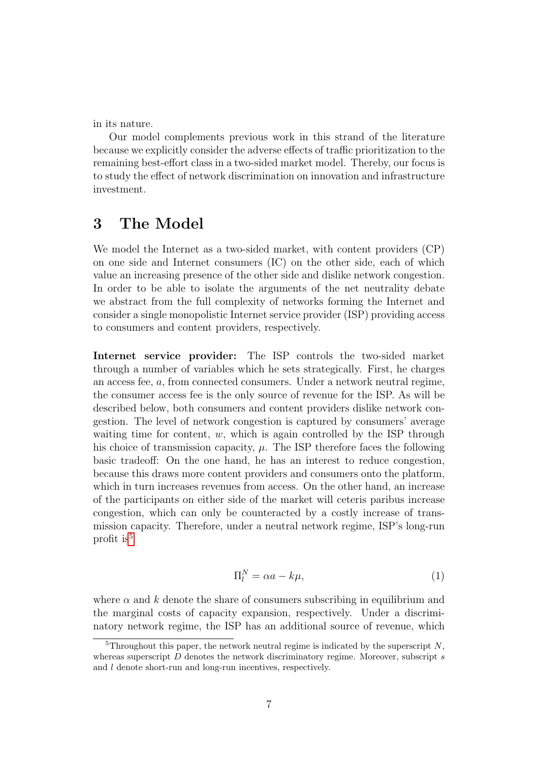in its nature.

Our model complements previous work in this strand of the literature because we explicitly consider the adverse effects of traffic prioritization to the remaining best-effort class in a two-sided market model. Thereby, our focus is to study the effect of network discrimination on innovation and infrastructure investment.

# 3 The Model

We model the Internet as a two-sided market, with content providers (CP) on one side and Internet consumers (IC) on the other side, each of which value an increasing presence of the other side and dislike network congestion. In order to be able to isolate the arguments of the net neutrality debate we abstract from the full complexity of networks forming the Internet and consider a single monopolistic Internet service provider (ISP) providing access to consumers and content providers, respectively.

**Internet service provider:** The ISP controls the two-sided market through a number of variables which he sets strategically. First, he charges an access fee, $a$, from connected consumers. Under a network neutral regime, the consumer access fee is the only source of revenue for the ISP. As will be described below, both consumers and content providers dislike network congestion. The level of network congestion is captured by consumers' average waiting time for content, $w$, which is again controlled by the ISP through his choice of transmission capacity, $\mu$. The ISP therefore faces the following basic tradeoff: On the one hand, he has an interest to reduce congestion, because this draws more content providers and consumers onto the platform, which in turn increases revenues from access. On the other hand, an increase of the participants on either side of the market will ceteris paribus increase congestion, which can only be counteracted by a costly increase of transmission capacity. Therefore, under a neutral network regime, ISP's long-run profit is[5]

$$\Pi_l^N = \alpha a - k\mu, \tag{1}$$

where $\alpha$ and $k$ denote the share of consumers subscribing in equilibrium and the marginal costs of capacity expansion, respectively. Under a discriminatory network regime, the ISP has an additional source of revenue, which

[5] Throughout this paper, the network neutral regime is indicated by the superscript $N$, whereas superscript $D$ denotes the network discriminatory regime. Moreover, subscript $s$ and $l$ denote short-run and long-run incentives, respectively.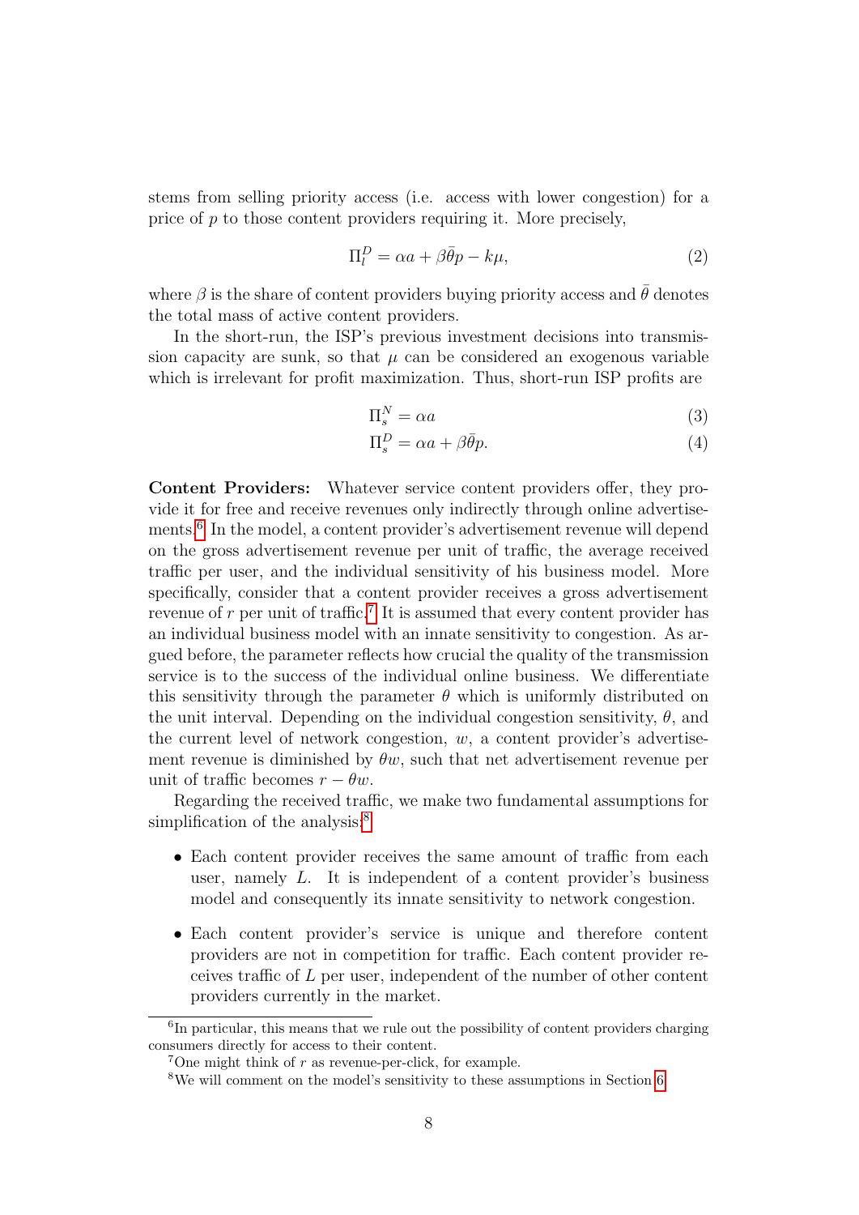stems from selling priority access (i.e. access with lower congestion) for a price of $p$ to those content providers requiring it. More precisely,

$$\Pi_l^D = \alpha a + \beta \bar{\theta} p - k\mu, \tag{2}$$

where $\beta$ is the share of content providers buying priority access and $\bar{\theta}$ denotes the total mass of active content providers.

In the short-run, the ISP's previous investment decisions into transmission capacity are sunk, so that $\mu$ can be considered an exogenous variable which is irrelevant for profit maximization. Thus, short-run ISP profits are

$$\Pi_s^N = \alpha a \tag{3}$$

$$\Pi_s^D = \alpha a + \beta \bar{\theta} p. \tag{4}$$

**Content Providers:** Whatever service content providers offer, they provide it for free and receive revenues only indirectly through online advertisements.[6] In the model, a content provider's advertisement revenue will depend on the gross advertisement revenue per unit of traffic, the average received traffic per user, and the individual sensitivity of his business model. More specifically, consider that a content provider receives a gross advertisement revenue of $r$ per unit of traffic.[7] It is assumed that every content provider has an individual business model with an innate sensitivity to congestion. As argued before, the parameter reflects how crucial the quality of the transmission service is to the success of the individual online business. We differentiate this sensitivity through the parameter $\theta$ which is uniformly distributed on the unit interval. Depending on the individual congestion sensitivity, $\theta$, and the current level of network congestion, $w$, a content provider's advertisement revenue is diminished by $\theta w$, such that net advertisement revenue per unit of traffic becomes $r - \theta w$.

Regarding the received traffic, we make two fundamental assumptions for simplification of the analysis:[8]

- Each content provider receives the same amount of traffic from each user, namely $L$. It is independent of a content provider's business model and consequently its innate sensitivity to network congestion.
- Each content provider's service is unique and therefore content providers are not in competition for traffic. Each content provider receives traffic of $L$ per user, independent of the number of other content providers currently in the market.

[6] In particular, this means that we rule out the possibility of content providers charging consumers directly for access to their content.

[7] One might think of $r$ as revenue-per-click, for example.

[8] We will comment on the model's sensitivity to these assumptions in Section 6.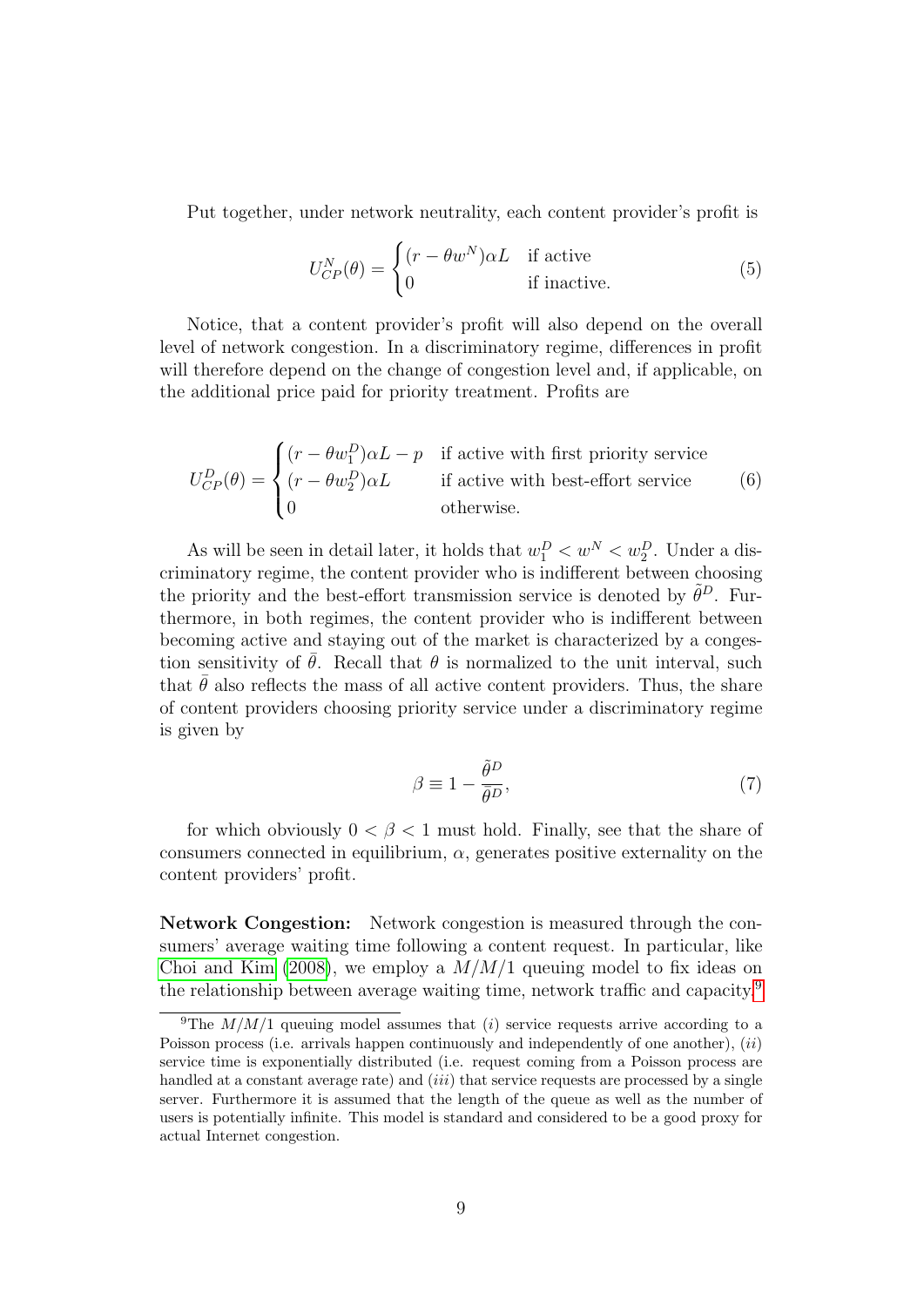Put together, under network neutrality, each content provider's profit is

$$U_{CP}^{N}(\theta) = \begin{cases} (r - \theta w^{N})\alpha L & \text{if active} \\ 0 & \text{if inactive.} \end{cases} \tag{5}$$

Notice, that a content provider's profit will also depend on the overall level of network congestion. In a discriminatory regime, differences in profit will therefore depend on the change of congestion level and, if applicable, on the additional price paid for priority treatment. Profits are

$$U_{CP}^{D}(\theta) = \begin{cases} (r - \theta w_{1}^{D})\alpha L - p & \text{if active with first priority service} \\ (r - \theta w_{2}^{D})\alpha L & \text{if active with best-effort service} \\ 0 & \text{otherwise.} \end{cases} \tag{6}$$

As will be seen in detail later, it holds that $w_1^D < w^N < w_2^D$. Under a discriminatory regime, the content provider who is indifferent between choosing the priority and the best-effort transmission service is denoted by $\tilde{\theta}^D$. Furthermore, in both regimes, the content provider who is indifferent between becoming active and staying out of the market is characterized by a congestion sensitivity of $\bar{\theta}$. Recall that $\theta$ is normalized to the unit interval, such that $\bar{\theta}$ also reflects the mass of all active content providers. Thus, the share of content providers choosing priority service under a discriminatory regime is given by

$$\beta \equiv 1 - \frac{\tilde{\theta}^D}{\bar{\theta}^D}, \tag{7}$$

for which obviously $0 < \beta < 1$ must hold. Finally, see that the share of consumers connected in equilibrium, $\alpha$, generates positive externality on the content providers' profit.

**Network Congestion:** Network congestion is measured through the consumers' average waiting time following a content request. In particular, like Choi and Kim (2008), we employ a $M/M/1$ queuing model to fix ideas on the relationship between average waiting time, network traffic and capacity.[9]

[9] The $M/M/1$ queuing model assumes that (*i*) service requests arrive according to a Poisson process (i.e. arrivals happen continuously and independently of one another), (*ii*) service time is exponentially distributed (i.e. request coming from a Poisson process are handled at a constant average rate) and (*iii*) that service requests are processed by a single server. Furthermore it is assumed that the length of the queue as well as the number of users is potentially infinite. This model is standard and considered to be a good proxy for actual Internet congestion.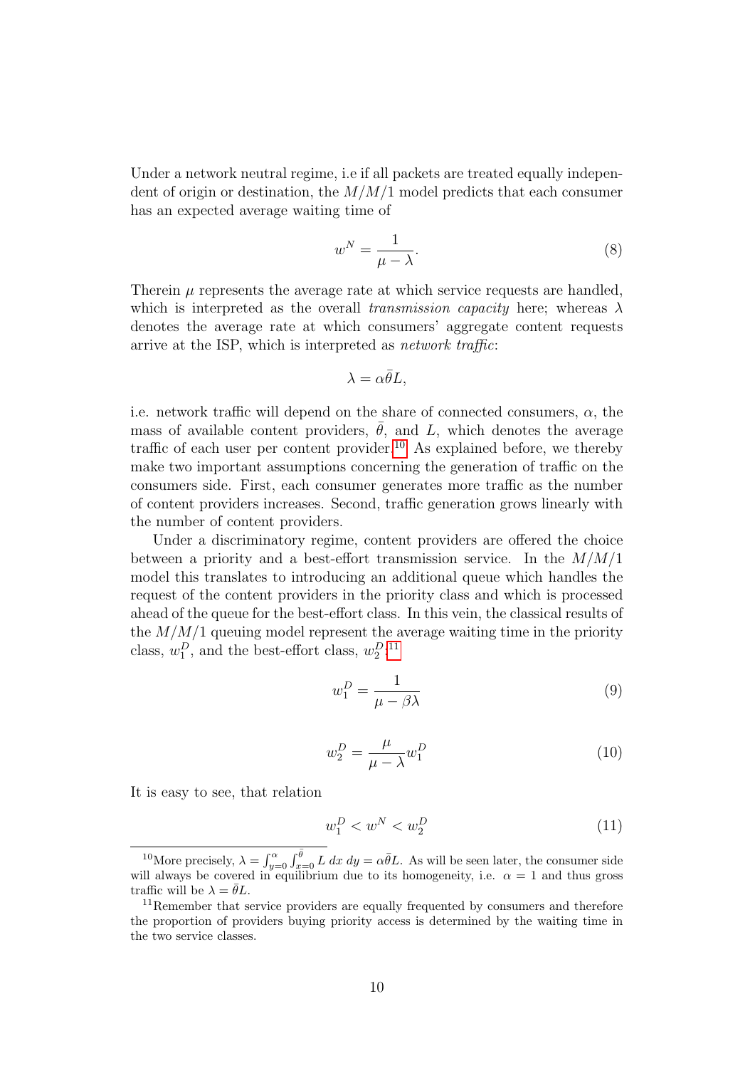Under a network neutral regime, i.e if all packets are treated equally independent of origin or destination, the $M/M/1$ model predicts that each consumer has an expected average waiting time of

$$w^N = \frac{1}{\mu - \lambda}. \tag{8}$$

Therein $\mu$ represents the average rate at which service requests are handled, which is interpreted as the overall *transmission capacity* here; whereas $\lambda$ denotes the average rate at which consumers' aggregate content requests arrive at the ISP, which is interpreted as *network traffic*:

$$\lambda = \alpha\bar{\theta}L,$$

i.e. network traffic will depend on the share of connected consumers, $\alpha$, the mass of available content providers, $\bar{\theta}$, and $L$, which denotes the average traffic of each user per content provider.[10] As explained before, we thereby make two important assumptions concerning the generation of traffic on the consumers side. First, each consumer generates more traffic as the number of content providers increases. Second, traffic generation grows linearly with the number of content providers.

Under a discriminatory regime, content providers are offered the choice between a priority and a best-effort transmission service. In the $M/M/1$ model this translates to introducing an additional queue which handles the request of the content providers in the priority class and which is processed ahead of the queue for the best-effort class. In this vein, the classical results of the $M/M/1$ queuing model represent the average waiting time in the priority class, $w_1^D$, and the best-effort class, $w_2^D$:[11]

$$w_1^D = \frac{1}{\mu - \beta\lambda} \tag{9}$$

$$w_2^D = \frac{\mu}{\mu - \lambda} w_1^D \tag{10}$$

It is easy to see, that relation

$$w_1^D < w^N < w_2^D \tag{11}$$

[10] More precisely, $\lambda = \int_{y=0}^{\alpha}\int_{x=0}^{\bar{\theta}} L \, dx \, dy = \alpha\bar{\theta}L$. As will be seen later, the consumer side will always be covered in equilibrium due to its homogeneity, i.e. $\alpha = 1$ and thus gross traffic will be $\lambda = \bar{\theta}L$.

[11] Remember that service providers are equally frequented by consumers and therefore the proportion of providers buying priority access is determined by the waiting time in the two service classes.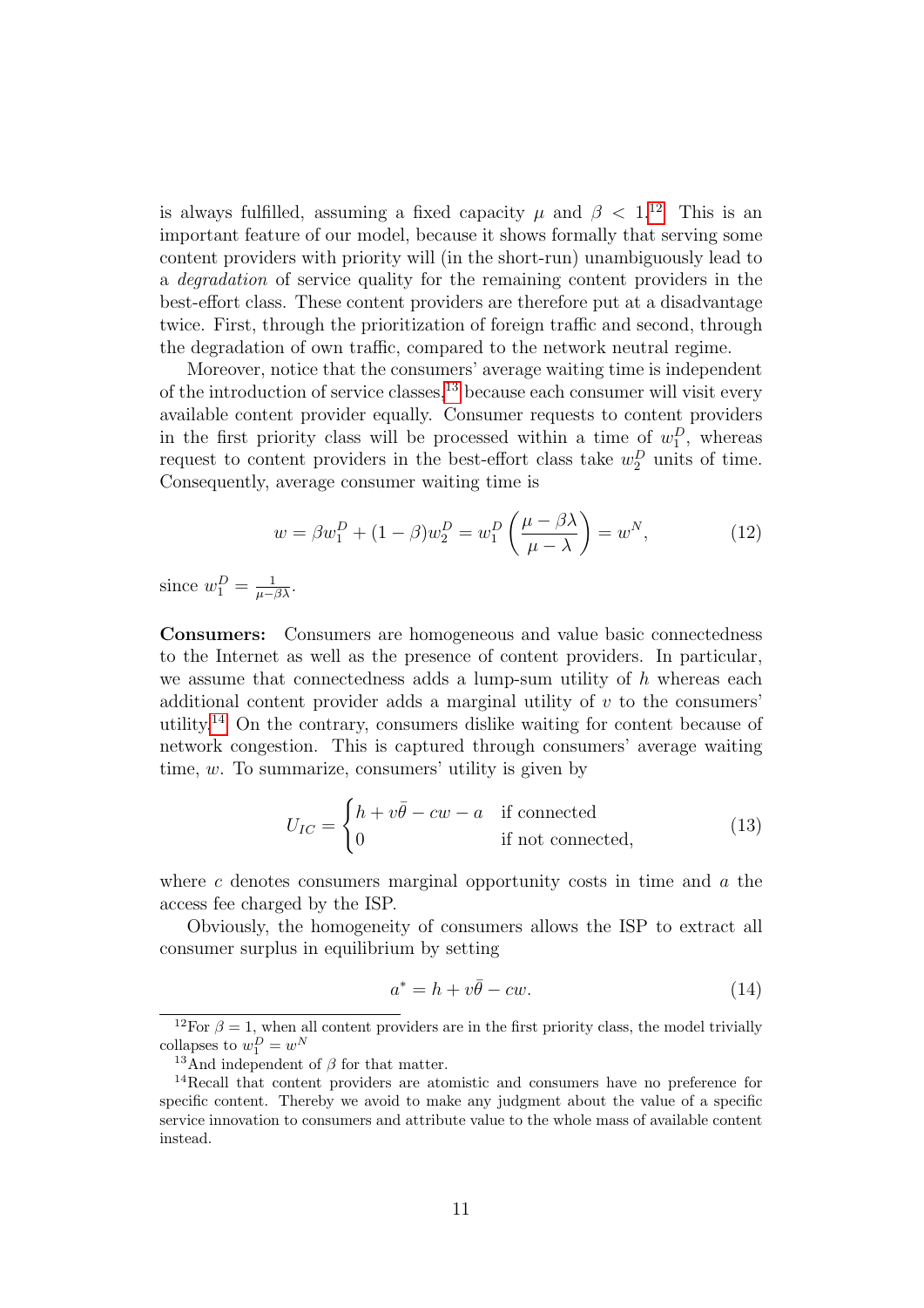is always fulfilled, assuming a fixed capacity $\mu$ and $\beta < 1$.[12] This is an important feature of our model, because it shows formally that serving some content providers with priority will (in the short-run) unambiguously lead to a *degradation* of service quality for the remaining content providers in the best-effort class. These content providers are therefore put at a disadvantage twice. First, through the prioritization of foreign traffic and second, through the degradation of own traffic, compared to the network neutral regime.

Moreover, notice that the consumers' average waiting time is independent of the introduction of service classes,[13] because each consumer will visit every available content provider equally. Consumer requests to content providers in the first priority class will be processed within a time of $w_1^D$, whereas request to content providers in the best-effort class take $w_2^D$ units of time. Consequently, average consumer waiting time is

$$w = \beta w_1^D + (1-\beta) w_2^D = w_1^D \left( \frac{\mu - \beta\lambda}{\mu - \lambda} \right) = w^N, \tag{12}$$

since $w_1^D = \frac{1}{\mu - \beta\lambda}$.

**Consumers:** Consumers are homogeneous and value basic connectedness to the Internet as well as the presence of content providers. In particular, we assume that connectedness adds a lump-sum utility of $h$ whereas each additional content provider adds a marginal utility of $v$ to the consumers' utility.[14] On the contrary, consumers dislike waiting for content because of network congestion. This is captured through consumers' average waiting time, $w$. To summarize, consumers' utility is given by

$$U_{IC} = \begin{cases} h + v\bar{\theta} - cw - a & \text{if connected} \\ 0 & \text{if not connected,} \end{cases} \tag{13}$$

where $c$ denotes consumers marginal opportunity costs in time and $a$ the access fee charged by the ISP.

Obviously, the homogeneity of consumers allows the ISP to extract all consumer surplus in equilibrium by setting

$$a^* = h + v\bar{\theta} - cw. \tag{14}$$

[12] For $\beta = 1$, when all content providers are in the first priority class, the model trivially collapses to $w_1^D = w^N$

[13] And independent of $\beta$ for that matter.

[14] Recall that content providers are atomistic and consumers have no preference for specific content. Thereby we avoid to make any judgment about the value of a specific service innovation to consumers and attribute value to the whole mass of available content instead.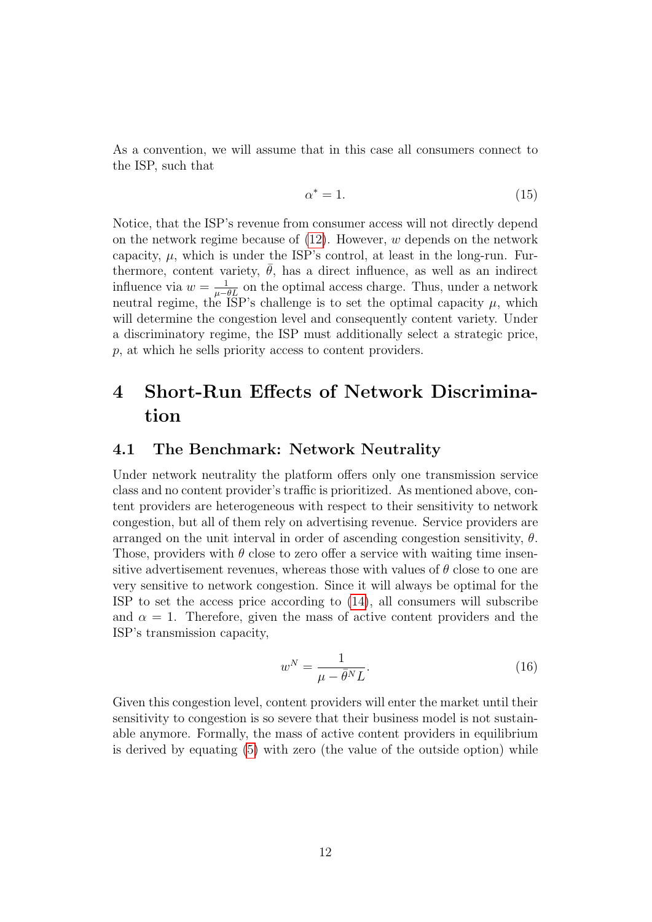As a convention, we will assume that in this case all consumers connect to the ISP, such that

$$\alpha^* = 1. \tag{15}$$

Notice, that the ISP's revenue from consumer access will not directly depend on the network regime because of (12). However, $w$ depends on the network capacity, $\mu$, which is under the ISP's control, at least in the long-run. Furthermore, content variety, $\bar{\theta}$, has a direct influence, as well as an indirect influence via $w = \frac{1}{\mu - \bar{\theta}L}$ on the optimal access charge. Thus, under a network neutral regime, the ISP's challenge is to set the optimal capacity $\mu$, which will determine the congestion level and consequently content variety. Under a discriminatory regime, the ISP must additionally select a strategic price, $p$, at which he sells priority access to content providers.

# 4 Short-Run Effects of Network Discrimination

## 4.1 The Benchmark: Network Neutrality

Under network neutrality the platform offers only one transmission service class and no content provider's traffic is prioritized. As mentioned above, content providers are heterogeneous with respect to their sensitivity to network congestion, but all of them rely on advertising revenue. Service providers are arranged on the unit interval in order of ascending congestion sensitivity, $\theta$. Those, providers with $\theta$ close to zero offer a service with waiting time insensitive advertisement revenues, whereas those with values of $\theta$ close to one are very sensitive to network congestion. Since it will always be optimal for the ISP to set the access price according to (14), all consumers will subscribe and $\alpha = 1$. Therefore, given the mass of active content providers and the ISP's transmission capacity,

$$w^N = \frac{1}{\mu - \bar{\theta}^N L}. \tag{16}$$

Given this congestion level, content providers will enter the market until their sensitivity to congestion is so severe that their business model is not sustainable anymore. Formally, the mass of active content providers in equilibrium is derived by equating (5) with zero (the value of the outside option) while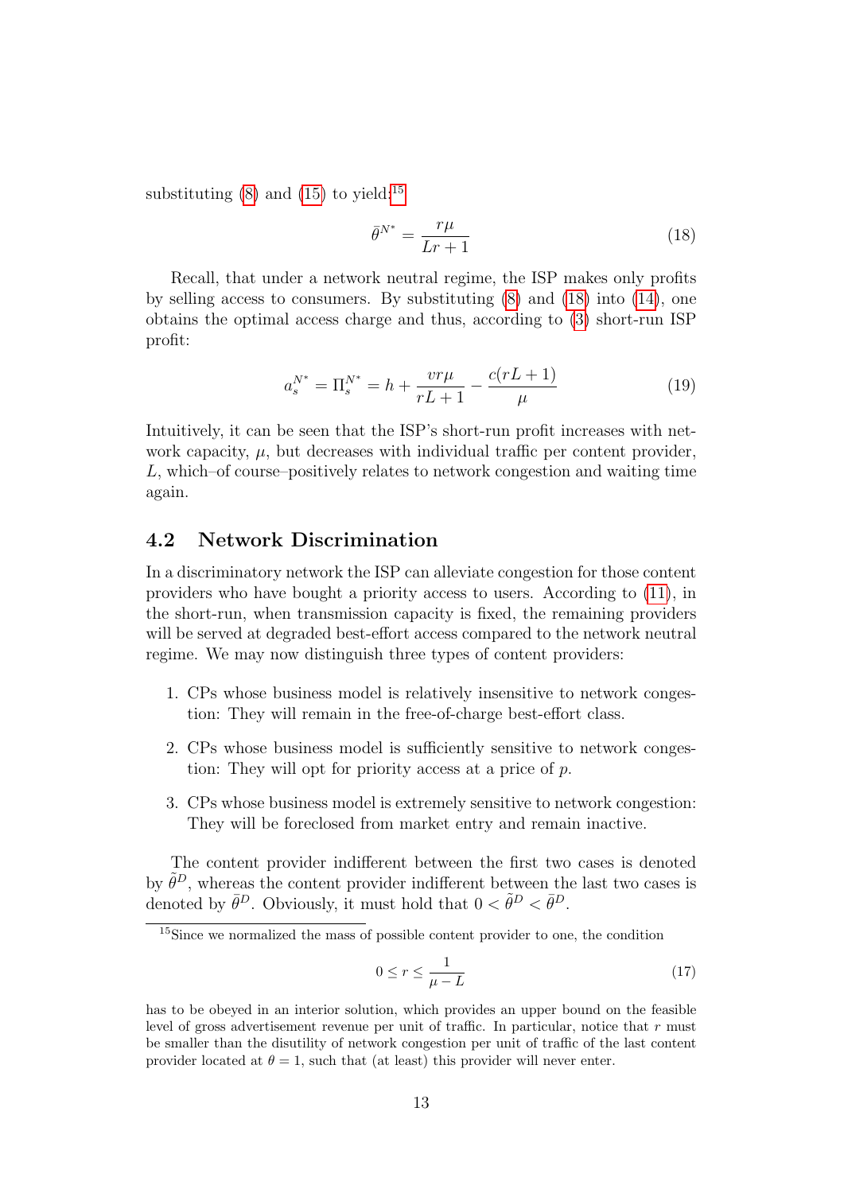substituting (8) and (15) to yield:[15]

$$\bar{\theta}^{N^*} = \frac{r\mu}{Lr + 1} \tag{18}$$

Recall, that under a network neutral regime, the ISP makes only profits by selling access to consumers. By substituting (8) and (18) into (14), one obtains the optimal access charge and thus, according to (3) short-run ISP profit:

$$a_s^{N^*} = \Pi_s^{N^*} = h + \frac{vr\mu}{rL + 1} - \frac{c(rL + 1)}{\mu} \tag{19}$$

Intuitively, it can be seen that the ISP's short-run profit increases with network capacity, $\mu$, but decreases with individual traffic per content provider, $L$, which–of course–positively relates to network congestion and waiting time again.

## 4.2 Network Discrimination

In a discriminatory network the ISP can alleviate congestion for those content providers who have bought a priority access to users. According to (11), in the short-run, when transmission capacity is fixed, the remaining providers will be served at degraded best-effort access compared to the network neutral regime. We may now distinguish three types of content providers:

1. CPs whose business model is relatively insensitive to network congestion: They will remain in the free-of-charge best-effort class.
2. CPs whose business model is sufficiently sensitive to network congestion: They will opt for priority access at a price of $p$.
3. CPs whose business model is extremely sensitive to network congestion: They will be foreclosed from market entry and remain inactive.

The content provider indifferent between the first two cases is denoted by $\tilde{\theta}^D$, whereas the content provider indifferent between the last two cases is denoted by $\bar{\theta}^D$. Obviously, it must hold that $0 < \tilde{\theta}^D < \bar{\theta}^D$.

---

[15] Since we normalized the mass of possible content provider to one, the condition

$$0 \leq r \leq \frac{1}{\mu - L} \tag{17}$$

has to be obeyed in an interior solution, which provides an upper bound on the feasible level of gross advertisement revenue per unit of traffic. In particular, notice that $r$ must be smaller than the disutility of network congestion per unit of traffic of the last content provider located at $\theta = 1$, such that (at least) this provider will never enter.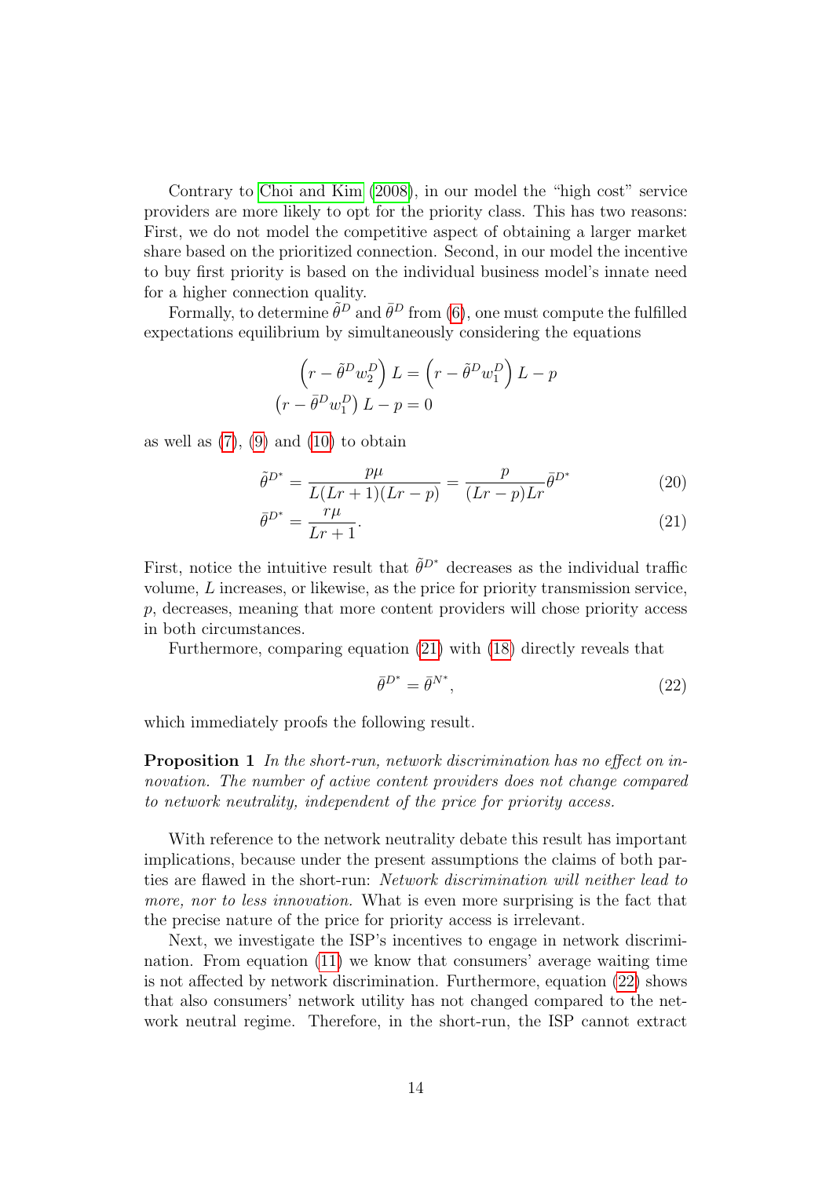Contrary to Choi and Kim (2008), in our model the "high cost" service providers are more likely to opt for the priority class. This has two reasons: First, we do not model the competitive aspect of obtaining a larger market share based on the prioritized connection. Second, in our model the incentive to buy first priority is based on the individual business model's innate need for a higher connection quality.

Formally, to determine $\tilde{\theta}^D$ and $\bar{\theta}^D$ from (6), one must compute the fulfilled expectations equilibrium by simultaneously considering the equations

$$\left(r - \tilde{\theta}^D w_2^D\right) L = \left(r - \tilde{\theta}^D w_1^D\right) L - p$$
$$\left(r - \bar{\theta}^D w_1^D\right) L - p = 0$$

as well as (7), (9) and (10) to obtain

$$\tilde{\theta}^{D^*} = \frac{p\mu}{L(Lr+1)(Lr-p)} = \frac{p}{(Lr-p)Lr}\bar{\theta}^{D^*} \tag{20}$$

$$\bar{\theta}^{D^*} = \frac{r\mu}{Lr+1}. \tag{21}$$

First, notice the intuitive result that $\tilde{\theta}^{D^*}$ decreases as the individual traffic volume, $L$ increases, or likewise, as the price for priority transmission service, $p$, decreases, meaning that more content providers will chose priority access in both circumstances.

Furthermore, comparing equation (21) with (18) directly reveals that

$$\bar{\theta}^{D^*} = \bar{\theta}^{N^*}, \tag{22}$$

which immediately proofs the following result.

**Proposition 1** *In the short-run, network discrimination has no effect on innovation. The number of active content providers does not change compared to network neutrality, independent of the price for priority access.*

With reference to the network neutrality debate this result has important implications, because under the present assumptions the claims of both parties are flawed in the short-run: *Network discrimination will neither lead to more, nor to less innovation.* What is even more surprising is the fact that the precise nature of the price for priority access is irrelevant.

Next, we investigate the ISP's incentives to engage in network discrimination. From equation (11) we know that consumers' average waiting time is not affected by network discrimination. Furthermore, equation (22) shows that also consumers' network utility has not changed compared to the network neutral regime. Therefore, in the short-run, the ISP cannot extract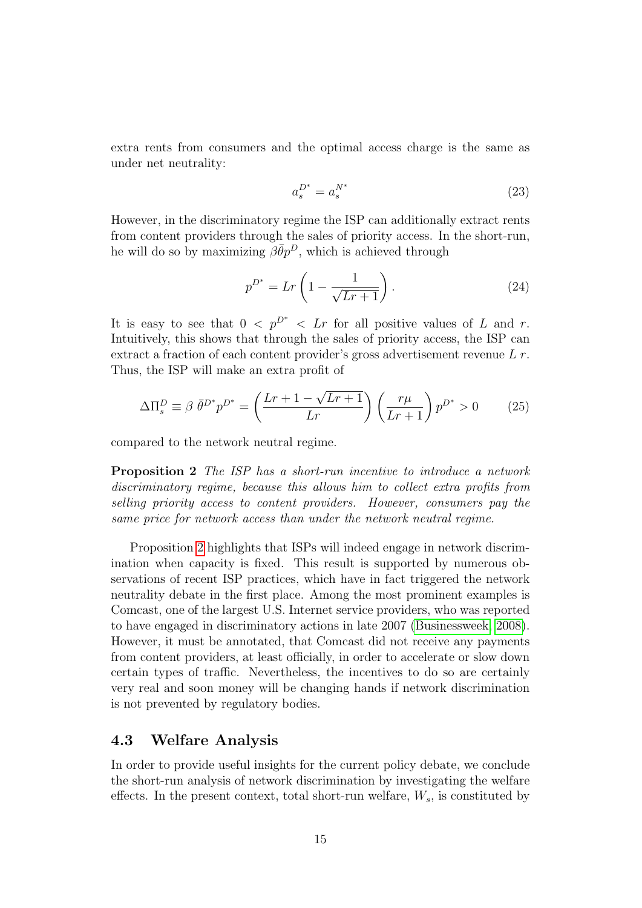extra rents from consumers and the optimal access charge is the same as under net neutrality:

$$a_s^{D^*} = a_s^{N^*} \tag{23}$$

However, in the discriminatory regime the ISP can additionally extract rents from content providers through the sales of priority access. In the short-run, he will do so by maximizing $\beta\bar{\theta}p^D$, which is achieved through

$$p^{D^*} = Lr\left(1 - \frac{1}{\sqrt{Lr+1}}\right). \tag{24}$$

It is easy to see that $0 < p^{D^*} < Lr$ for all positive values of $L$ and $r$. Intuitively, this shows that through the sales of priority access, the ISP can extract a fraction of each content provider's gross advertisement revenue $L\,r$. Thus, the ISP will make an extra profit of

$$\Delta\Pi_s^D \equiv \beta\;\bar{\theta}^{D^*}p^{D^*} = \left(\frac{Lr+1-\sqrt{Lr+1}}{Lr}\right)\left(\frac{r\mu}{Lr+1}\right)p^{D^*} > 0 \tag{25}$$

compared to the network neutral regime.

**Proposition 2** *The ISP has a short-run incentive to introduce a network discriminatory regime, because this allows him to collect extra profits from selling priority access to content providers. However, consumers pay the same price for network access than under the network neutral regime.*

Proposition 2 highlights that ISPs will indeed engage in network discrimination when capacity is fixed. This result is supported by numerous observations of recent ISP practices, which have in fact triggered the network neutrality debate in the first place. Among the most prominent examples is Comcast, one of the largest U.S. Internet service providers, who was reported to have engaged in discriminatory actions in late 2007 (Businessweek, 2008). However, it must be annotated, that Comcast did not receive any payments from content providers, at least officially, in order to accelerate or slow down certain types of traffic. Nevertheless, the incentives to do so are certainly very real and soon money will be changing hands if network discrimination is not prevented by regulatory bodies.

## 4.3 Welfare Analysis

In order to provide useful insights for the current policy debate, we conclude the short-run analysis of network discrimination by investigating the welfare effects. In the present context, total short-run welfare, $W_s$, is constituted by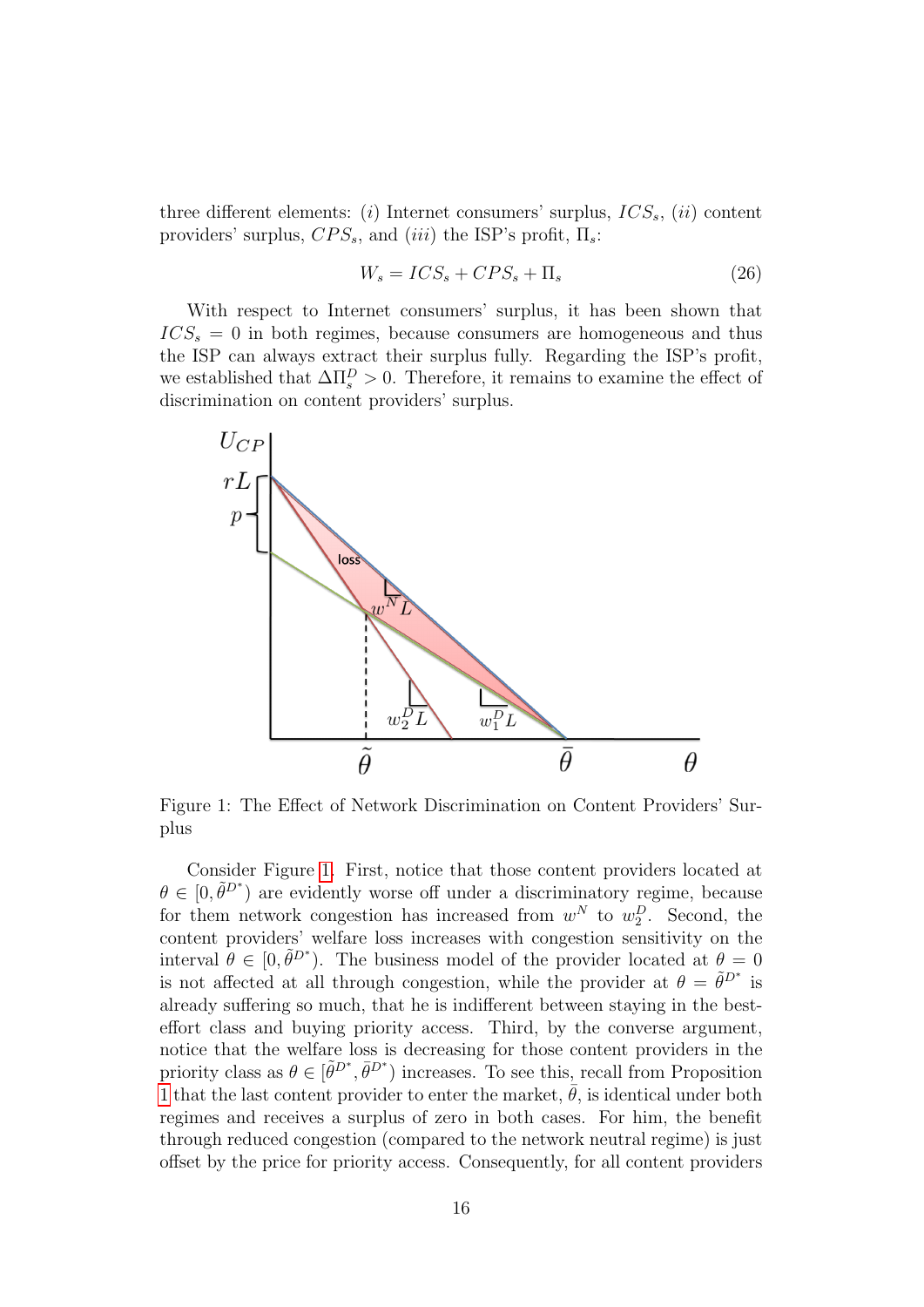three different elements: (*i*) Internet consumers' surplus, $ICS_s$, (*ii*) content providers' surplus, $CPS_s$, and (*iii*) the ISP's profit, $\Pi_s$:

$$W_s = ICS_s + CPS_s + \Pi_s \tag{26}$$

With respect to Internet consumers' surplus, it has been shown that $ICS_s = 0$ in both regimes, because consumers are homogeneous and thus the ISP can always extract their surplus fully. Regarding the ISP's profit, we established that $\Delta\Pi_s^D > 0$. Therefore, it remains to examine the effect of discrimination on content providers' surplus.

Figure 1: The Effect of Network Discrimination on Content Providers' Surplus

Consider Figure 1. First, notice that those content providers located at $\theta \in [0, \tilde{\theta}^{D^*})$ are evidently worse off under a discriminatory regime, because for them network congestion has increased from $w^N$ to $w_2^D$. Second, the content providers' welfare loss increases with congestion sensitivity on the interval $\theta \in [0, \tilde{\theta}^{D^*})$. The business model of the provider located at $\theta = 0$ is not affected at all through congestion, while the provider at $\theta = \tilde{\theta}^{D^*}$ is already suffering so much, that he is indifferent between staying in the best-effort class and buying priority access. Third, by the converse argument, notice that the welfare loss is decreasing for those content providers in the priority class as $\theta \in [\tilde{\theta}^{D^*}, \bar{\theta}^{D^*})$ increases. To see this, recall from Proposition 1 that the last content provider to enter the market, $\bar{\theta}$, is identical under both regimes and receives a surplus of zero in both cases. For him, the benefit through reduced congestion (compared to the network neutral regime) is just offset by the price for priority access. Consequently, for all content providers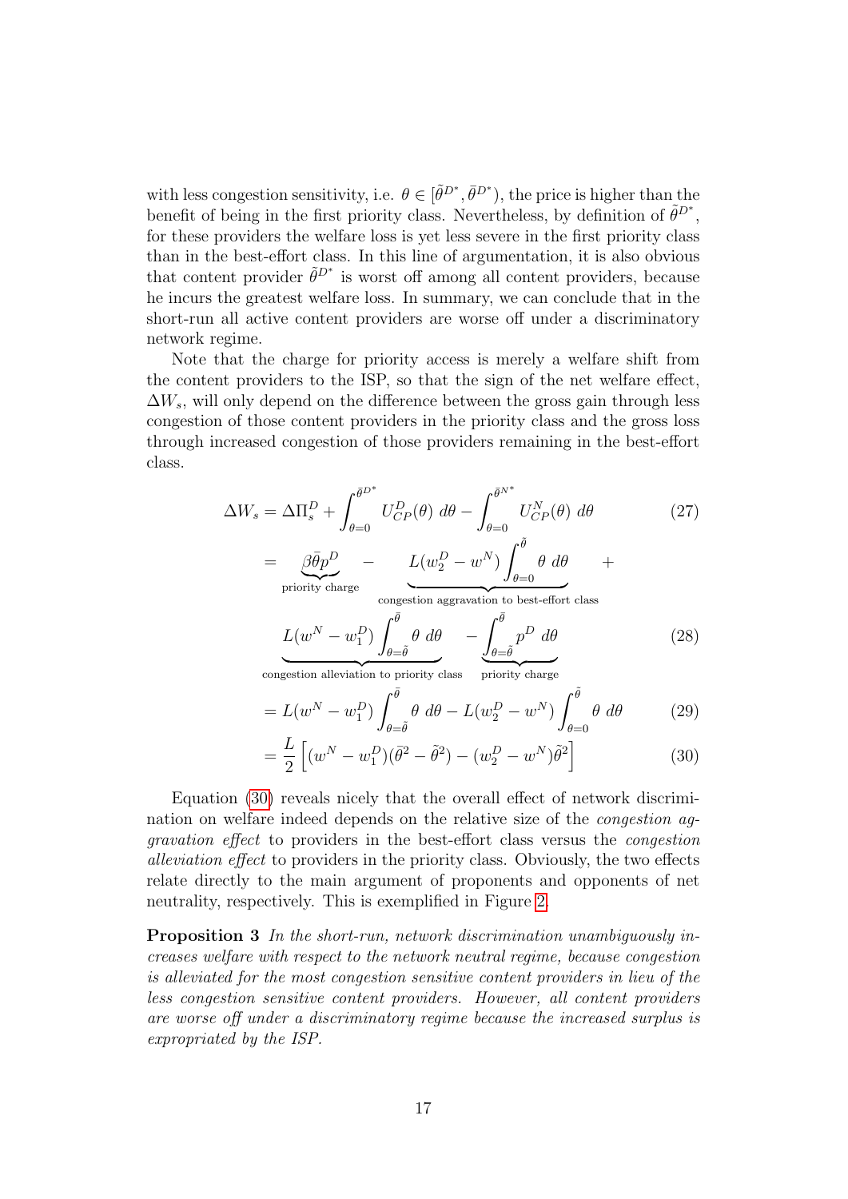with less congestion sensitivity, i.e. $\theta \in [\tilde{\theta}^{D^*}, \bar{\theta}^{D^*})$, the price is higher than the benefit of being in the first priority class. Nevertheless, by definition of $\tilde{\theta}^{D^*}$, for these providers the welfare loss is yet less severe in the first priority class than in the best-effort class. In this line of argumentation, it is also obvious that content provider $\tilde{\theta}^{D^*}$ is worst off among all content providers, because he incurs the greatest welfare loss. In summary, we can conclude that in the short-run all active content providers are worse off under a discriminatory network regime.

Note that the charge for priority access is merely a welfare shift from the content providers to the ISP, so that the sign of the net welfare effect, $\Delta W_s$, will only depend on the difference between the gross gain through less congestion of those content providers in the priority class and the gross loss through increased congestion of those providers remaining in the best-effort class.

$$\Delta W_s = \Delta \Pi_s^D + \int_{\theta=0}^{\bar{\theta}^{D^*}} U_{CP}^D(\theta)\ d\theta - \int_{\theta=0}^{\bar{\theta}^{N^*}} U_{CP}^N(\theta)\ d\theta \tag{27}$$

$$= \underbrace{\beta\bar{\theta}p^D}_{\text{priority charge}} - \underbrace{L(w_2^D - w^N)\int_{\theta=0}^{\tilde{\theta}} \theta\ d\theta}_{\text{congestion aggravation to best-effort class}} +$$

$$\underbrace{L(w^N - w_1^D)\int_{\theta=\tilde{\theta}}^{\bar{\theta}} \theta\ d\theta}_{\text{congestion alleviation to priority class}} - \underbrace{\int_{\theta=\tilde{\theta}}^{\bar{\theta}} p^D\ d\theta}_{\text{priority charge}} \tag{28}$$

$$= L(w^N - w_1^D)\int_{\theta=\tilde{\theta}}^{\bar{\theta}} \theta\ d\theta - L(w_2^D - w^N)\int_{\theta=0}^{\tilde{\theta}} \theta\ d\theta \tag{29}$$

$$= \frac{L}{2}\left[(w^N - w_1^D)(\bar{\theta}^2 - \tilde{\theta}^2) - (w_2^D - w^N)\tilde{\theta}^2\right] \tag{30}$$

Equation (30) reveals nicely that the overall effect of network discrimination on welfare indeed depends on the relative size of the *congestion aggravation effect* to providers in the best-effort class versus the *congestion alleviation effect* to providers in the priority class. Obviously, the two effects relate directly to the main argument of proponents and opponents of net neutrality, respectively. This is exemplified in Figure 2.

**Proposition 3** *In the short-run, network discrimination unambiguously increases welfare with respect to the network neutral regime, because congestion is alleviated for the most congestion sensitive content providers in lieu of the less congestion sensitive content providers. However, all content providers are worse off under a discriminatory regime because the increased surplus is expropriated by the ISP.*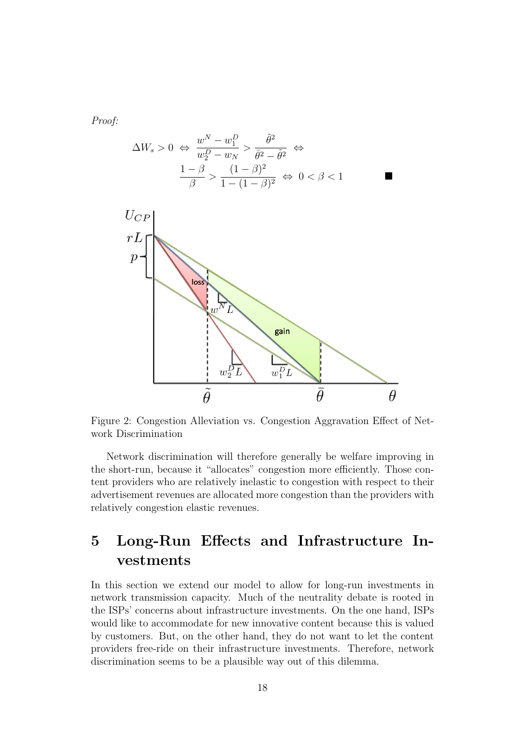*Proof:*

$$\Delta W_s > 0 \;\Leftrightarrow\; \frac{w^N - w_1^D}{w_2^D - w_N} > \frac{\tilde{\theta}^2}{\bar{\theta}^2 - \tilde{\theta}^2} \;\Leftrightarrow$$

$$\frac{1-\beta}{\beta} > \frac{(1-\beta)^2}{1-(1-\beta)^2} \;\Leftrightarrow\; 0 < \beta < 1 \qquad \blacksquare$$

Figure 2: Congestion Alleviation vs. Congestion Aggravation Effect of Network Discrimination

Network discrimination will therefore generally be welfare improving in the short-run, because it "allocates" congestion more efficiently. Those content providers who are relatively inelastic to congestion with respect to their advertisement revenues are allocated more congestion than the providers with relatively congestion elastic revenues.

# 5 Long-Run Effects and Infrastructure Investments

In this section we extend our model to allow for long-run investments in network transmission capacity. Much of the neutrality debate is rooted in the ISPs' concerns about infrastructure investments. On the one hand, ISPs would like to accommodate for new innovative content because this is valued by customers. But, on the other hand, they do not want to let the content providers free-ride on their infrastructure investments. Therefore, network discrimination seems to be a plausible way out of this dilemma.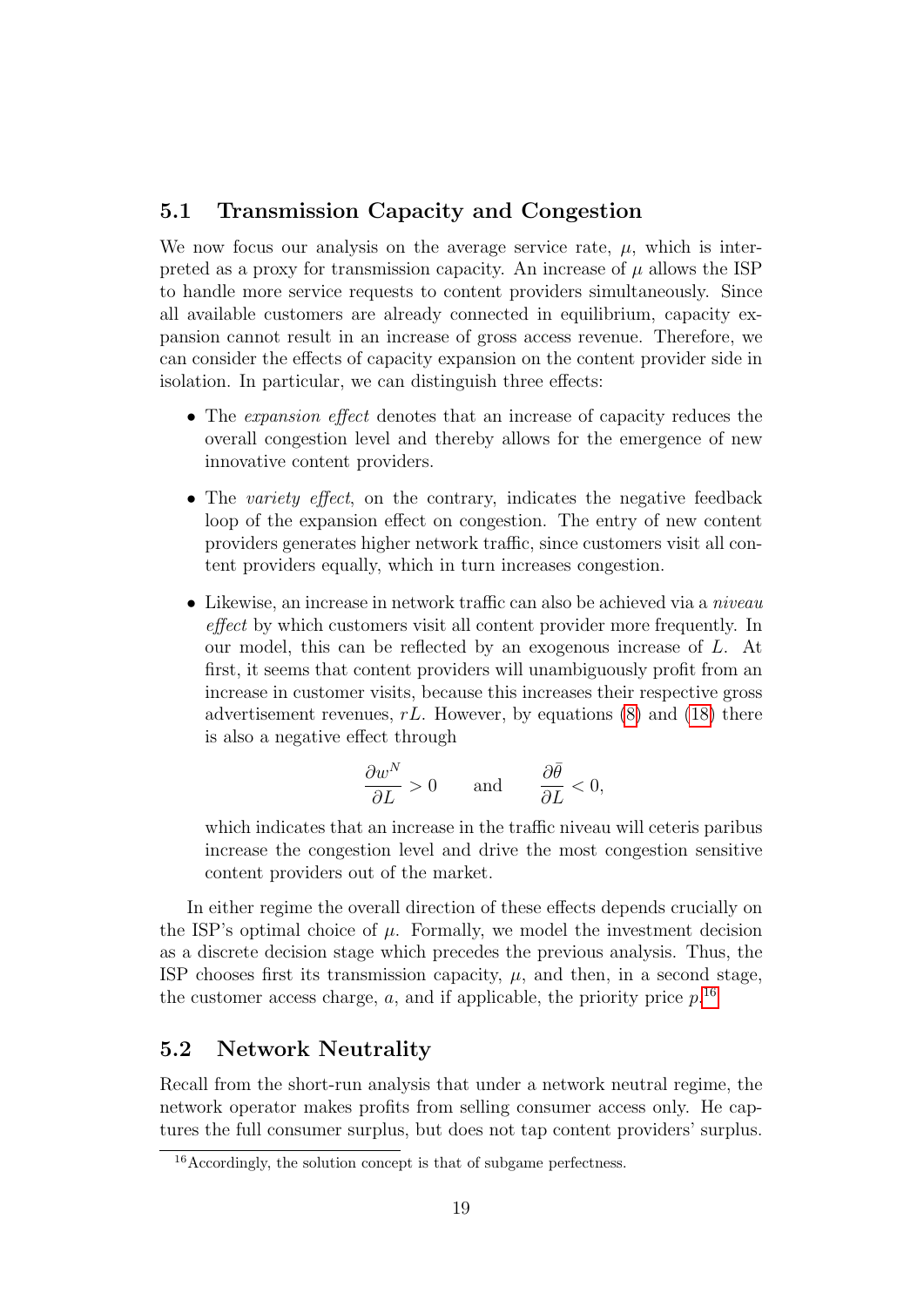## 5.1 Transmission Capacity and Congestion

We now focus our analysis on the average service rate, $\mu$, which is interpreted as a proxy for transmission capacity. An increase of $\mu$ allows the ISP to handle more service requests to content providers simultaneously. Since all available customers are already connected in equilibrium, capacity expansion cannot result in an increase of gross access revenue. Therefore, we can consider the effects of capacity expansion on the content provider side in isolation. In particular, we can distinguish three effects:

- The *expansion effect* denotes that an increase of capacity reduces the overall congestion level and thereby allows for the emergence of new innovative content providers.
- The *variety effect*, on the contrary, indicates the negative feedback loop of the expansion effect on congestion. The entry of new content providers generates higher network traffic, since customers visit all content providers equally, which in turn increases congestion.
- Likewise, an increase in network traffic can also be achieved via a *niveau effect* by which customers visit all content provider more frequently. In our model, this can be reflected by an exogenous increase of $L$. At first, it seems that content providers will unambiguously profit from an increase in customer visits, because this increases their respective gross advertisement revenues, $rL$. However, by equations (8) and (18) there is also a negative effect through

$$\frac{\partial w^N}{\partial L} > 0 \qquad \text{and} \qquad \frac{\partial \bar{\theta}}{\partial L} < 0,$$

which indicates that an increase in the traffic niveau will ceteris paribus increase the congestion level and drive the most congestion sensitive content providers out of the market.

In either regime the overall direction of these effects depends crucially on the ISP's optimal choice of $\mu$. Formally, we model the investment decision as a discrete decision stage which precedes the previous analysis. Thus, the ISP chooses first its transmission capacity, $\mu$, and then, in a second stage, the customer access charge, $a$, and if applicable, the priority price $p$.[16]

## 5.2 Network Neutrality

Recall from the short-run analysis that under a network neutral regime, the network operator makes profits from selling consumer access only. He captures the full consumer surplus, but does not tap content providers' surplus.

[16] Accordingly, the solution concept is that of subgame perfectness.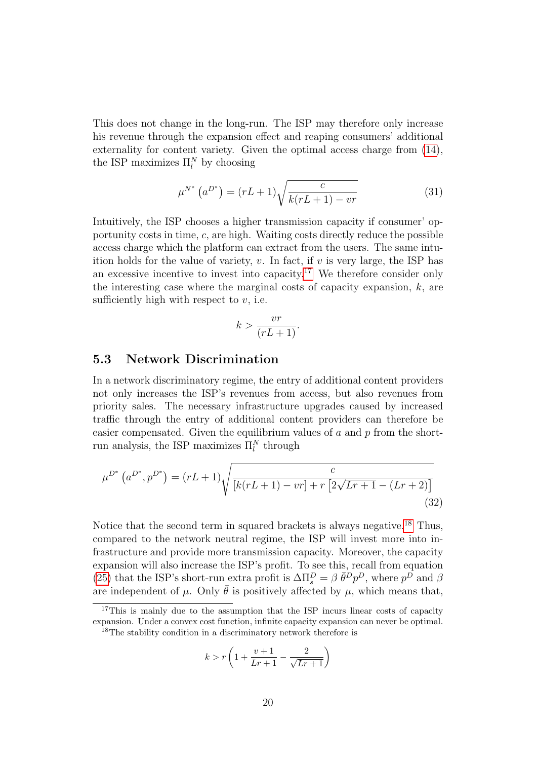This does not change in the long-run. The ISP may therefore only increase his revenue through the expansion effect and reaping consumers' additional externality for content variety. Given the optimal access charge from (14), the ISP maximizes $\Pi_l^N$ by choosing

$$\mu^{N^*}\left(a^{D^*}\right) = (rL+1)\sqrt{\frac{c}{k(rL+1) - vr}} \tag{31}$$

Intuitively, the ISP chooses a higher transmission capacity if consumer' opportunity costs in time, $c$, are high. Waiting costs directly reduce the possible access charge which the platform can extract from the users. The same intuition holds for the value of variety, $v$. In fact, if $v$ is very large, the ISP has an excessive incentive to invest into capacity.[17] We therefore consider only the interesting case where the marginal costs of capacity expansion, $k$, are sufficiently high with respect to $v$, i.e.

$$k > \frac{vr}{(rL+1)}.$$

## 5.3 Network Discrimination

In a network discriminatory regime, the entry of additional content providers not only increases the ISP's revenues from access, but also revenues from priority sales. The necessary infrastructure upgrades caused by increased traffic through the entry of additional content providers can therefore be easier compensated. Given the equilibrium values of $a$ and $p$ from the short-run analysis, the ISP maximizes $\Pi_l^N$ through

$$\mu^{D^*}\left(a^{D^*}, p^{D^*}\right) = (rL+1)\sqrt{\frac{c}{[k(rL+1) - vr] + r\left[2\sqrt{Lr+1} - (Lr+2)\right]}} \tag{32}$$

Notice that the second term in squared brackets is always negative.[18] Thus, compared to the network neutral regime, the ISP will invest more into infrastructure and provide more transmission capacity. Moreover, the capacity expansion will also increase the ISP's profit. To see this, recall from equation (25) that the ISP's short-run extra profit is $\Delta\Pi_s^D = \beta\,\bar{\theta}^D p^D$, where $p^D$ and $\beta$ are independent of $\mu$. Only $\bar{\theta}$ is positively affected by $\mu$, which means that,

---

[17] This is mainly due to the assumption that the ISP incurs linear costs of capacity expansion. Under a convex cost function, infinite capacity expansion can never be optimal.

[18] The stability condition in a discriminatory network therefore is

$$k > r\left(1 + \frac{v+1}{Lr+1} - \frac{2}{\sqrt{Lr+1}}\right)$$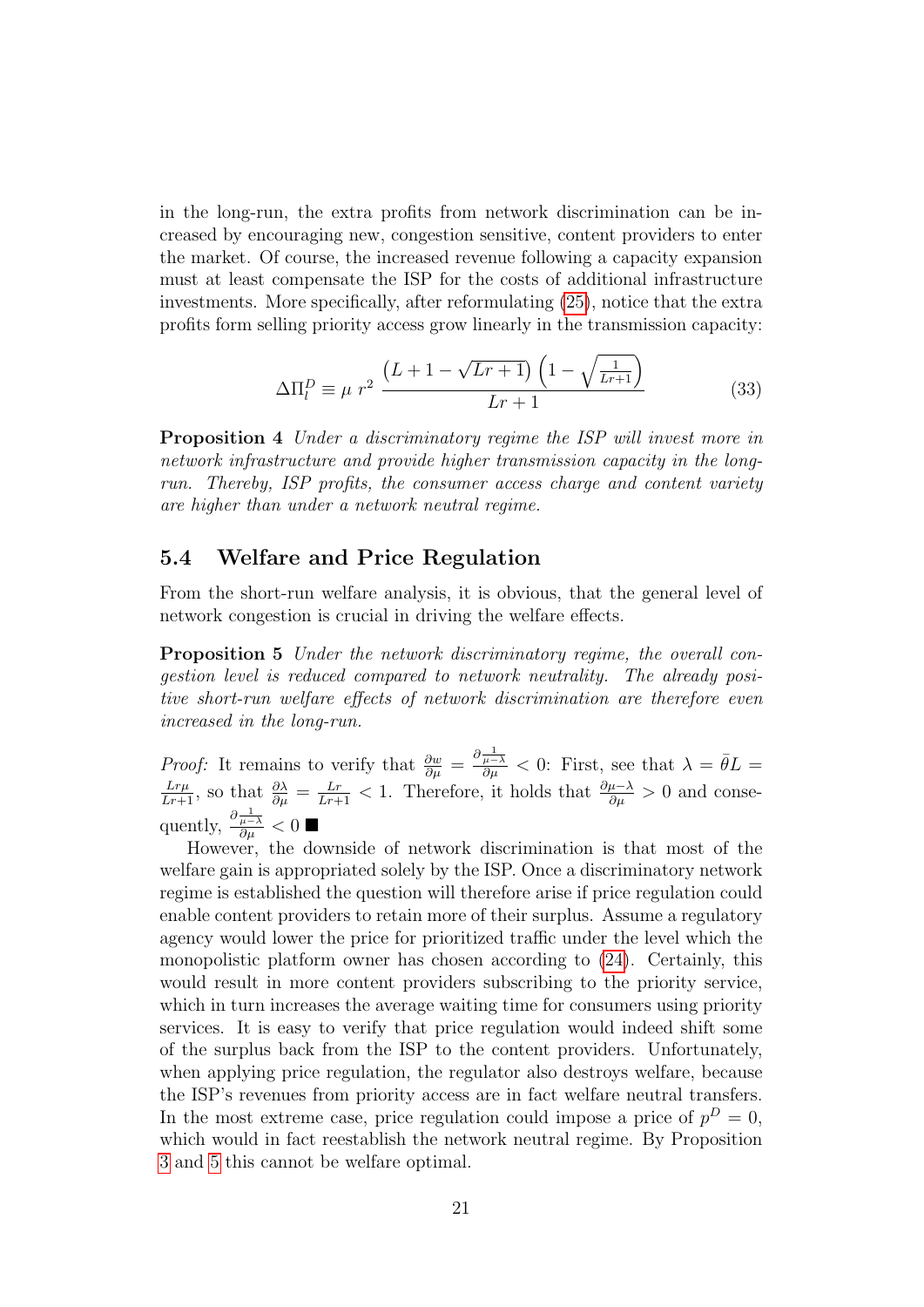in the long-run, the extra profits from network discrimination can be increased by encouraging new, congestion sensitive, content providers to enter the market. Of course, the increased revenue following a capacity expansion must at least compensate the ISP for the costs of additional infrastructure investments. More specifically, after reformulating (25), notice that the extra profits form selling priority access grow linearly in the transmission capacity:

$$\Delta\Pi_l^D \equiv \mu \; r^2 \; \frac{\left(L + 1 - \sqrt{Lr+1}\right)\left(1 - \sqrt{\frac{1}{Lr+1}}\right)}{Lr+1} \tag{33}$$

**Proposition 4** *Under a discriminatory regime the ISP will invest more in network infrastructure and provide higher transmission capacity in the long-run. Thereby, ISP profits, the consumer access charge and content variety are higher than under a network neutral regime.*

## 5.4 Welfare and Price Regulation

From the short-run welfare analysis, it is obvious, that the general level of network congestion is crucial in driving the welfare effects.

**Proposition 5** *Under the network discriminatory regime, the overall congestion level is reduced compared to network neutrality. The already positive short-run welfare effects of network discrimination are therefore even increased in the long-run.*

*Proof:* It remains to verify that $\frac{\partial w}{\partial \mu} = \frac{\partial \frac{1}{\mu - \lambda}}{\partial \mu} < 0$: First, see that $\lambda = \bar{\theta}L = \frac{Lr\mu}{Lr+1}$, so that $\frac{\partial \lambda}{\partial \mu} = \frac{Lr}{Lr+1} < 1$. Therefore, it holds that $\frac{\partial \mu - \lambda}{\partial \mu} > 0$ and consequently, $\frac{\partial \frac{1}{\mu - \lambda}}{\partial \mu} < 0$ ■

However, the downside of network discrimination is that most of the welfare gain is appropriated solely by the ISP. Once a discriminatory network regime is established the question will therefore arise if price regulation could enable content providers to retain more of their surplus. Assume a regulatory agency would lower the price for prioritized traffic under the level which the monopolistic platform owner has chosen according to (24). Certainly, this would result in more content providers subscribing to the priority service, which in turn increases the average waiting time for consumers using priority services. It is easy to verify that price regulation would indeed shift some of the surplus back from the ISP to the content providers. Unfortunately, when applying price regulation, the regulator also destroys welfare, because the ISP's revenues from priority access are in fact welfare neutral transfers. In the most extreme case, price regulation could impose a price of $p^D = 0$, which would in fact reestablish the network neutral regime. By Proposition 3 and 5 this cannot be welfare optimal.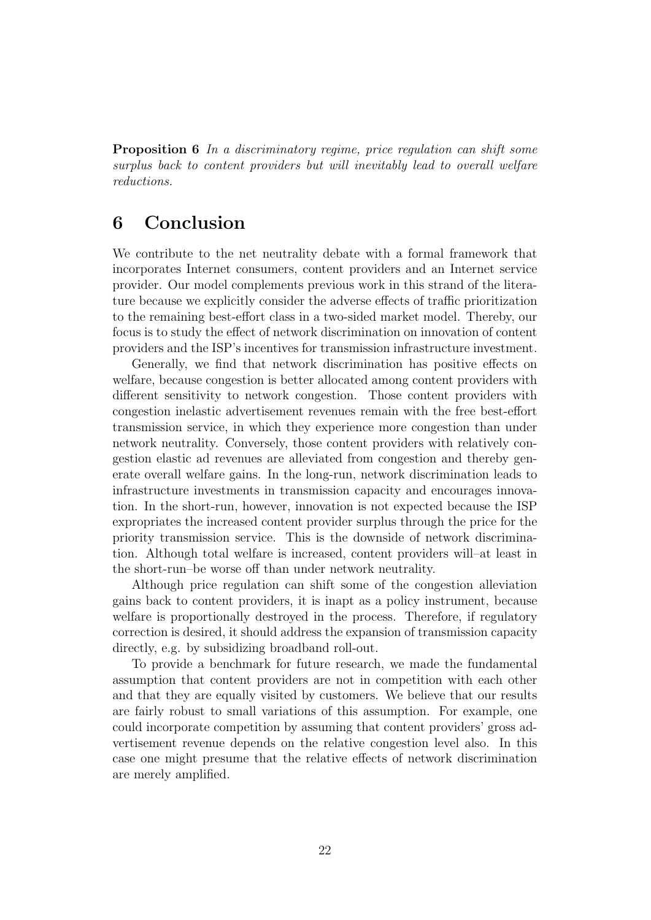**Proposition 6** *In a discriminatory regime, price regulation can shift some surplus back to content providers but will inevitably lead to overall welfare reductions.*

# 6 Conclusion

We contribute to the net neutrality debate with a formal framework that incorporates Internet consumers, content providers and an Internet service provider. Our model complements previous work in this strand of the literature because we explicitly consider the adverse effects of traffic prioritization to the remaining best-effort class in a two-sided market model. Thereby, our focus is to study the effect of network discrimination on innovation of content providers and the ISP's incentives for transmission infrastructure investment.

Generally, we find that network discrimination has positive effects on welfare, because congestion is better allocated among content providers with different sensitivity to network congestion. Those content providers with congestion inelastic advertisement revenues remain with the free best-effort transmission service, in which they experience more congestion than under network neutrality. Conversely, those content providers with relatively congestion elastic ad revenues are alleviated from congestion and thereby generate overall welfare gains. In the long-run, network discrimination leads to infrastructure investments in transmission capacity and encourages innovation. In the short-run, however, innovation is not expected because the ISP expropriates the increased content provider surplus through the price for the priority transmission service. This is the downside of network discrimination. Although total welfare is increased, content providers will–at least in the short-run–be worse off than under network neutrality.

Although price regulation can shift some of the congestion alleviation gains back to content providers, it is inapt as a policy instrument, because welfare is proportionally destroyed in the process. Therefore, if regulatory correction is desired, it should address the expansion of transmission capacity directly, e.g. by subsidizing broadband roll-out.

To provide a benchmark for future research, we made the fundamental assumption that content providers are not in competition with each other and that they are equally visited by customers. We believe that our results are fairly robust to small variations of this assumption. For example, one could incorporate competition by assuming that content providers' gross advertisement revenue depends on the relative congestion level also. In this case one might presume that the relative effects of network discrimination are merely amplified.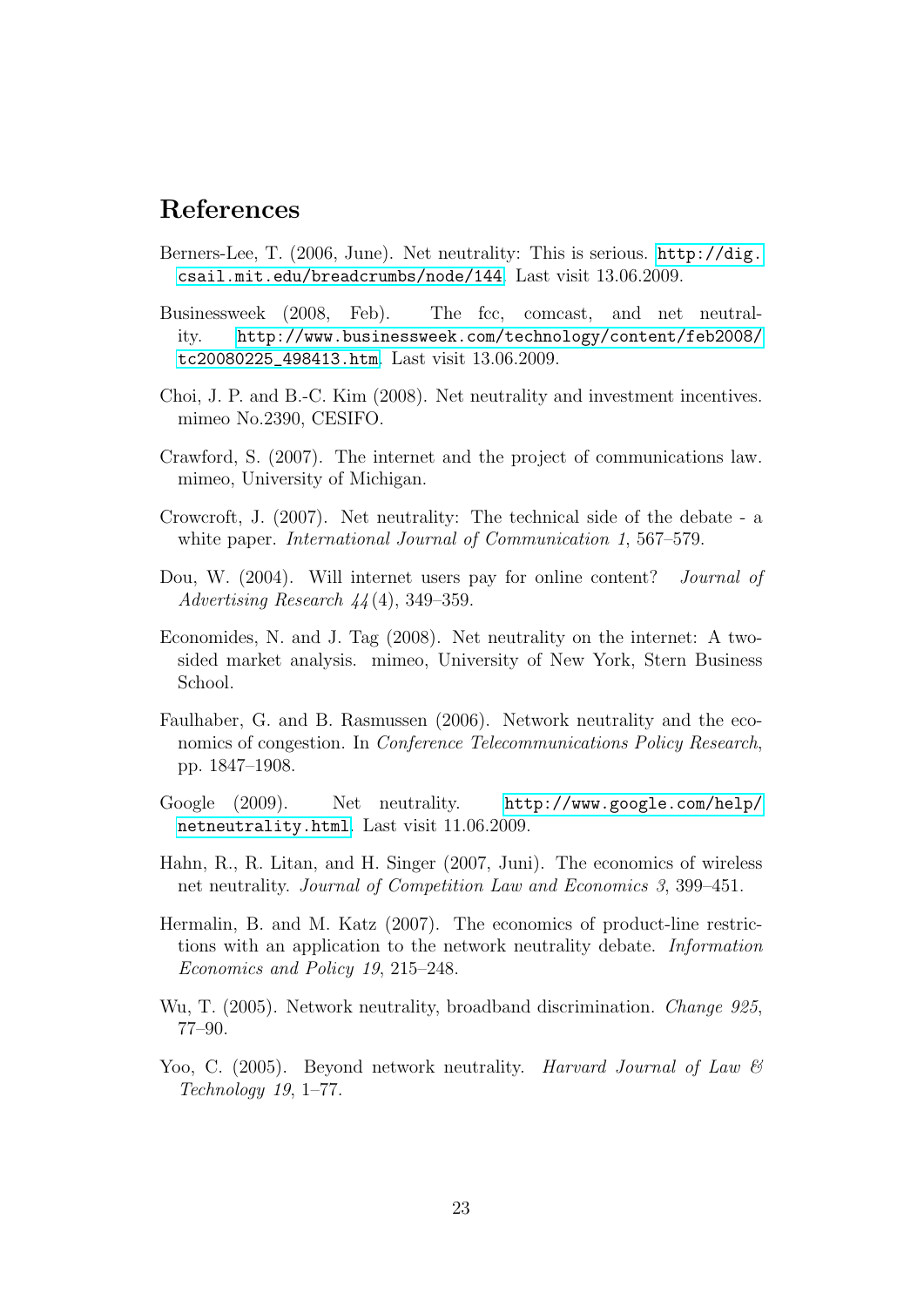# References

Berners-Lee, T. (2006, June). Net neutrality: This is serious. http://dig.csail.mit.edu/breadcrumbs/node/144. Last visit 13.06.2009.

Businessweek (2008, Feb). The fcc, comcast, and net neutrality. http://www.businessweek.com/technology/content/feb2008/tc20080225_498413.htm. Last visit 13.06.2009.

Choi, J. P. and B.-C. Kim (2008). Net neutrality and investment incentives. mimeo No.2390, CESIFO.

Crawford, S. (2007). The internet and the project of communications law. mimeo, University of Michigan.

Crowcroft, J. (2007). Net neutrality: The technical side of the debate - a white paper. *International Journal of Communication 1*, 567–579.

Dou, W. (2004). Will internet users pay for online content? *Journal of Advertising Research 44*(4), 349–359.

Economides, N. and J. Tag (2008). Net neutrality on the internet: A two-sided market analysis. mimeo, University of New York, Stern Business School.

Faulhaber, G. and B. Rasmussen (2006). Network neutrality and the economics of congestion. In *Conference Telecommunications Policy Research*, pp. 1847–1908.

Google (2009). Net neutrality. http://www.google.com/help/netneutrality.html. Last visit 11.06.2009.

Hahn, R., R. Litan, and H. Singer (2007, Juni). The economics of wireless net neutrality. *Journal of Competition Law and Economics 3*, 399–451.

Hermalin, B. and M. Katz (2007). The economics of product-line restrictions with an application to the network neutrality debate. *Information Economics and Policy 19*, 215–248.

Wu, T. (2005). Network neutrality, broadband discrimination. *Change 925*, 77–90.

Yoo, C. (2005). Beyond network neutrality. *Harvard Journal of Law & Technology 19*, 1–77.